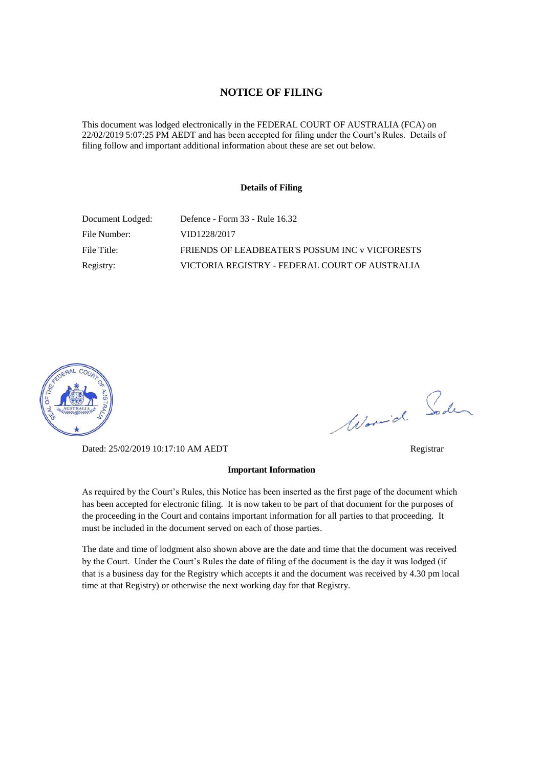# NOTICE OF FILING

This document was lodged electronically in the FEDERAL COURT OF AUSTRALIA (FCA) on 22/02/2019 5:07:25 PM AEDT and has been accepted for filing under the Court's Rules. Details of filing follow and important additional information about these are set out below.

### Details of Filing

| | |
|---|---|
| Document Lodged: | Defence - Form 33 - Rule 16.32 |
| File Number: | VID1228/2017 |
| File Title: | FRIENDS OF LEADBEATER'S POSSUM INC v VICFORESTS |
| Registry: | VICTORIA REGISTRY - FEDERAL COURT OF AUSTRALIA |

Dated: 25/02/2019 10:17:10 AM AEDT

Registrar

### Important Information

As required by the Court's Rules, this Notice has been inserted as the first page of the document which has been accepted for electronic filing. It is now taken to be part of that document for the purposes of the proceeding in the Court and contains important information for all parties to that proceeding. It must be included in the document served on each of those parties.

The date and time of lodgment also shown above are the date and time that the document was received by the Court. Under the Court's Rules the date of filing of the document is the day it was lodged (if that is a business day for the Registry which accepts it and the document was received by 4.30 pm local time at that Registry) or otherwise the next working day for that Registry.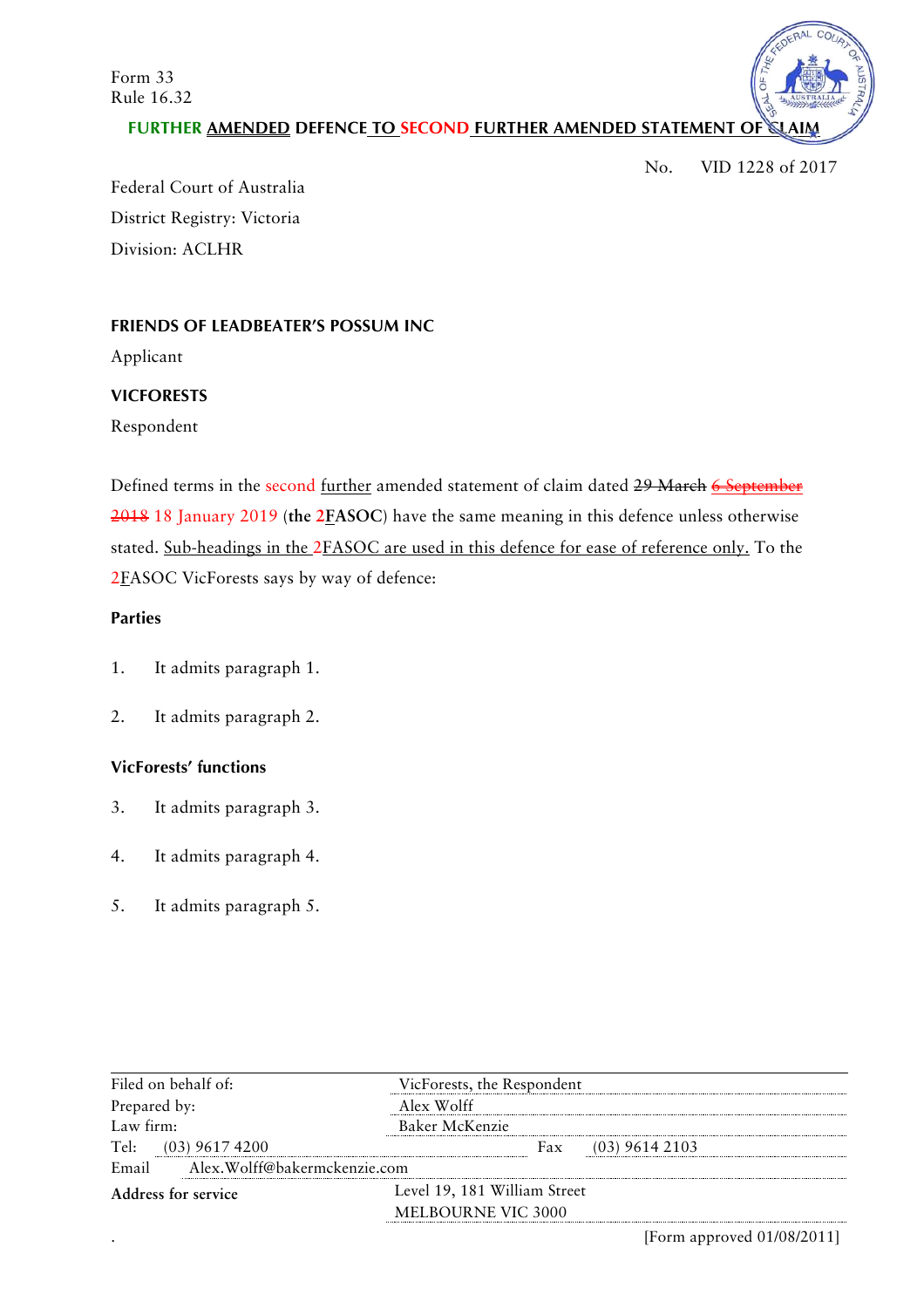Form 33
Rule 16.32

**FURTHER AMENDED DEFENCE TO SECOND FURTHER AMENDED STATEMENT OF CLAIM**

No. VID 1228 of 2017

Federal Court of Australia
District Registry: Victoria
Division: ACLHR

**FRIENDS OF LEADBEATER'S POSSUM INC**

Applicant

**VICFORESTS**

Respondent

Defined terms in the second further amended statement of claim dated ~~29 March~~ ~~6 September 2018~~ 18 January 2019 (**the 2FASOC**) have the same meaning in this defence unless otherwise stated. Sub-headings in the 2FASOC are used in this defence for ease of reference only. To the 2FASOC VicForests says by way of defence:

**Parties**

1. It admits paragraph 1.

2. It admits paragraph 2.

**VicForests' functions**

3. It admits paragraph 3.

4. It admits paragraph 4.

5. It admits paragraph 5.

| | |
|---|---|
| Filed on behalf of: | VicForests, the Respondent |
| Prepared by: | Alex Wolff |
| Law firm: | Baker McKenzie |
| Tel: (03) 9617 4200 | Fax (03) 9614 2103 |
| Email Alex.Wolff@bakermckenzie.com | |
| **Address for service** | Level 19, 181 William Street MELBOURNE VIC 3000 |

[Form approved 01/08/2011]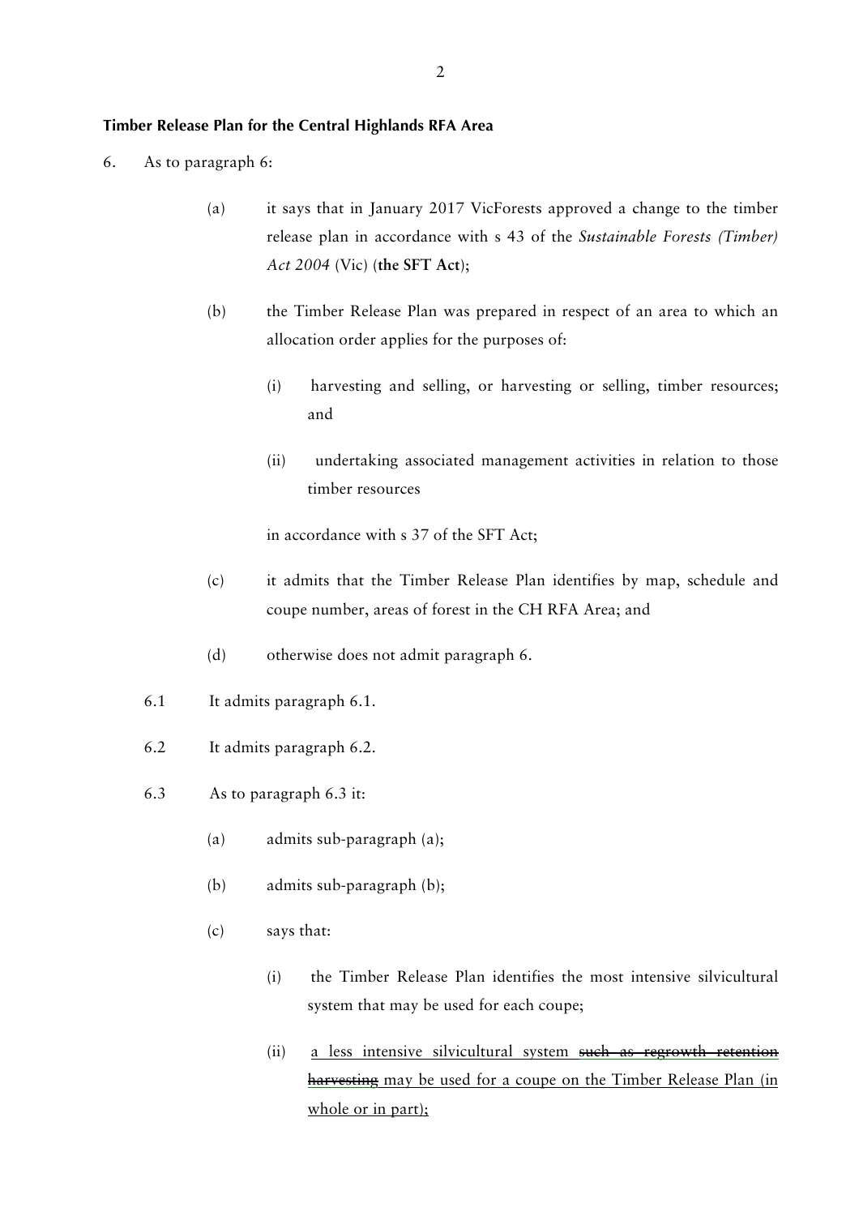**Timber Release Plan for the Central Highlands RFA Area**

6. As to paragraph 6:

   (a) it says that in January 2017 VicForests approved a change to the timber release plan in accordance with s 43 of the *Sustainable Forests (Timber) Act 2004* (Vic) (**the SFT Act**);

   (b) the Timber Release Plan was prepared in respect of an area to which an allocation order applies for the purposes of:

      (i) harvesting and selling, or harvesting or selling, timber resources; and

      (ii) undertaking associated management activities in relation to those timber resources

      in accordance with s 37 of the SFT Act;

   (c) it admits that the Timber Release Plan identifies by map, schedule and coupe number, areas of forest in the CH RFA Area; and

   (d) otherwise does not admit paragraph 6.

6.1 It admits paragraph 6.1.

6.2 It admits paragraph 6.2.

6.3 As to paragraph 6.3 it:

   (a) admits sub-paragraph (a);

   (b) admits sub-paragraph (b);

   (c) says that:

      (i) the Timber Release Plan identifies the most intensive silvicultural system that may be used for each coupe;

      (ii) <u>a less intensive silvicultural system</u> ~~such as regrowth retention harvesting~~ <u>may be used for a coupe on the Timber Release Plan (in whole or in part);</u>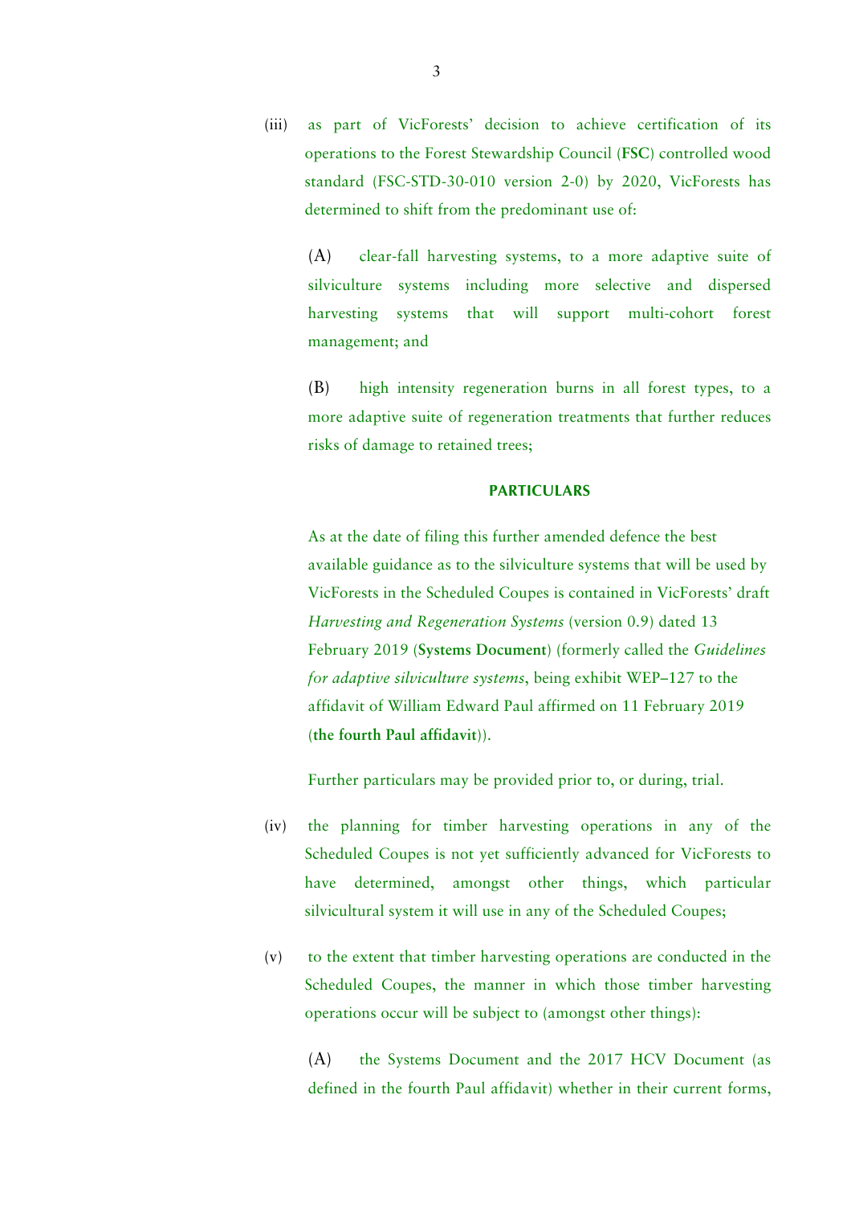(iii) as part of VicForests' decision to achieve certification of its operations to the Forest Stewardship Council (**FSC**) controlled wood standard (FSC-STD-30-010 version 2-0) by 2020, VicForests has determined to shift from the predominant use of:

(A) clear-fall harvesting systems, to a more adaptive suite of silviculture systems including more selective and dispersed harvesting systems that will support multi-cohort forest management; and

(B) high intensity regeneration burns in all forest types, to a more adaptive suite of regeneration treatments that further reduces risks of damage to retained trees;

**PARTICULARS**

As at the date of filing this further amended defence the best available guidance as to the silviculture systems that will be used by VicForests in the Scheduled Coupes is contained in VicForests' draft *Harvesting and Regeneration Systems* (version 0.9) dated 13 February 2019 (**Systems Document**) (formerly called the *Guidelines for adaptive silviculture systems*, being exhibit WEP–127 to the affidavit of William Edward Paul affirmed on 11 February 2019 (**the fourth Paul affidavit**)).

Further particulars may be provided prior to, or during, trial.

(iv) the planning for timber harvesting operations in any of the Scheduled Coupes is not yet sufficiently advanced for VicForests to have determined, amongst other things, which particular silvicultural system it will use in any of the Scheduled Coupes;

(v) to the extent that timber harvesting operations are conducted in the Scheduled Coupes, the manner in which those timber harvesting operations occur will be subject to (amongst other things):

(A) the Systems Document and the 2017 HCV Document (as defined in the fourth Paul affidavit) whether in their current forms,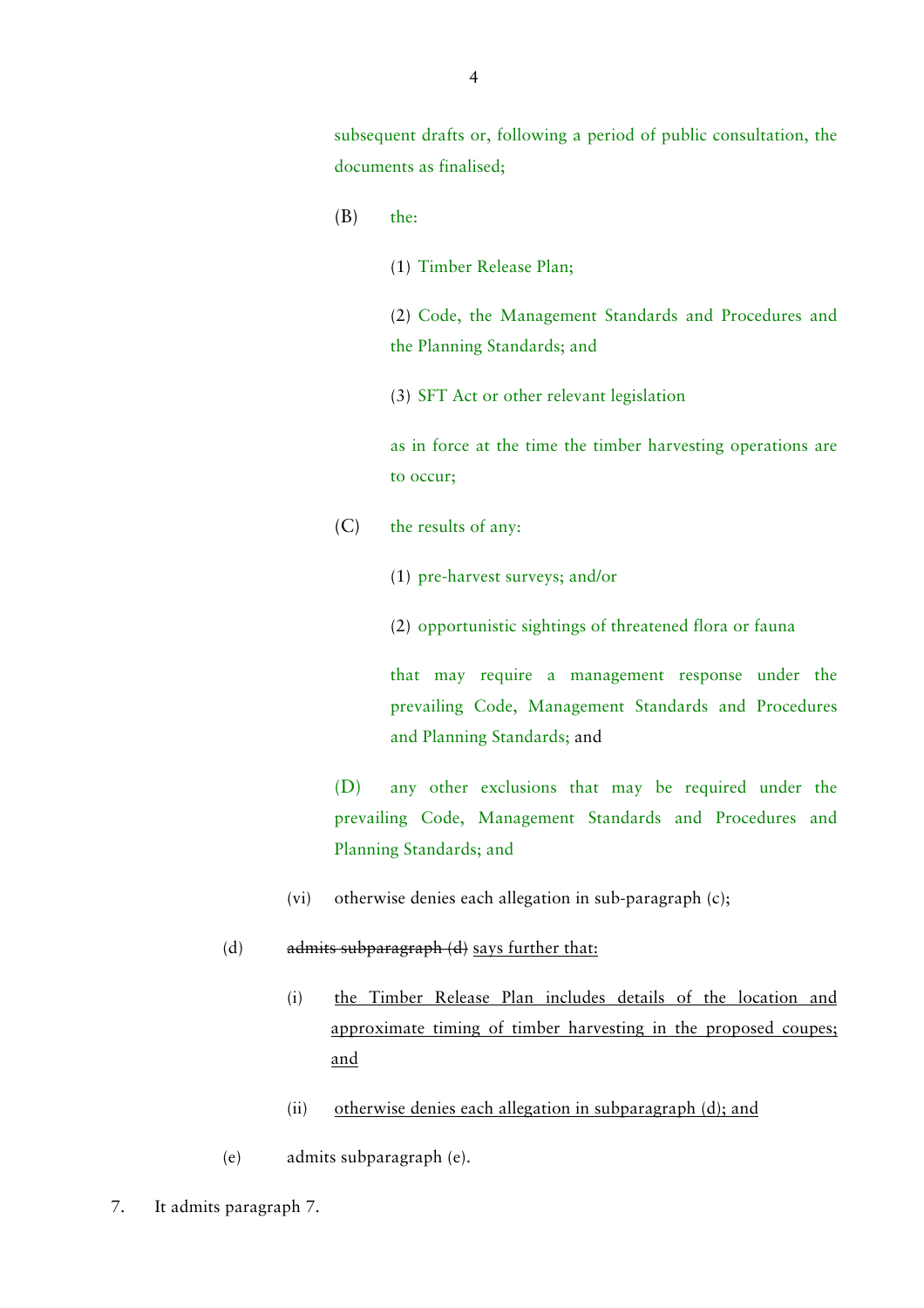subsequent drafts or, following a period of public consultation, the documents as finalised;

(B) the:

(1) Timber Release Plan;

(2) Code, the Management Standards and Procedures and the Planning Standards; and

(3) SFT Act or other relevant legislation

as in force at the time the timber harvesting operations are to occur;

(C) the results of any:

(1) pre-harvest surveys; and/or

(2) opportunistic sightings of threatened flora or fauna

that may require a management response under the prevailing Code, Management Standards and Procedures and Planning Standards; and

(D) any other exclusions that may be required under the prevailing Code, Management Standards and Procedures and Planning Standards; and

(vi) otherwise denies each allegation in sub-paragraph (c);

(d) ~~admits subparagraph (d)~~ <u>says further that:</u>

(i) <u>the Timber Release Plan includes details of the location and approximate timing of timber harvesting in the proposed coupes; and</u>

(ii) <u>otherwise denies each allegation in subparagraph (d); and</u>

(e) admits subparagraph (e).

7. It admits paragraph 7.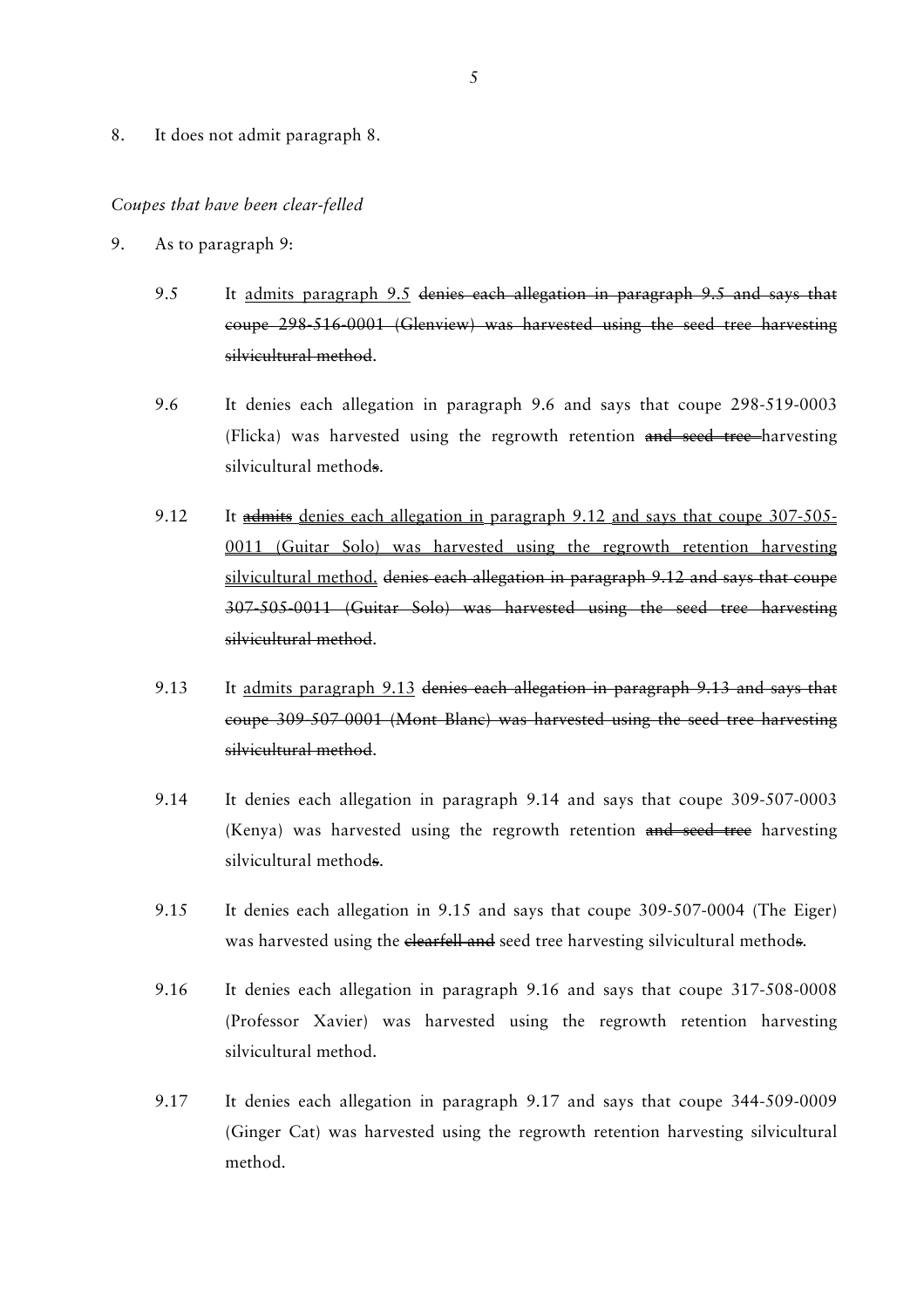8. It does not admit paragraph 8.

*Coupes that have been clear-felled*

9. As to paragraph 9:

   9.5 It <u>admits paragraph 9.5</u> ~~denies each allegation in paragraph 9.5 and says that coupe 298-516-0001 (Glenview) was harvested using the seed tree harvesting silvicultural method~~.

   9.6 It denies each allegation in paragraph 9.6 and says that coupe 298-519-0003 (Flicka) was harvested using the regrowth retention ~~and seed tree~~ harvesting silvicultural method~~s~~.

   9.12 It ~~admits~~ <u>denies each allegation in</u> paragraph 9.12 <u>and says that coupe 307-505-0011 (Guitar Solo) was harvested using the regrowth retention harvesting silvicultural method.</u> ~~denies each allegation in paragraph 9.12 and says that coupe 307-505-0011 (Guitar Solo) was harvested using the seed tree harvesting silvicultural method~~.

   9.13 It <u>admits paragraph 9.13</u> ~~denies each allegation in paragraph 9.13 and says that coupe 309-507-0001 (Mont Blanc) was harvested using the seed tree harvesting silvicultural method~~.

   9.14 It denies each allegation in paragraph 9.14 and says that coupe 309-507-0003 (Kenya) was harvested using the regrowth retention ~~and seed tree~~ harvesting silvicultural method~~s~~.

   9.15 It denies each allegation in 9.15 and says that coupe 309-507-0004 (The Eiger) was harvested using the ~~clearfell and~~ seed tree harvesting silvicultural method~~s~~.

   9.16 It denies each allegation in paragraph 9.16 and says that coupe 317-508-0008 (Professor Xavier) was harvested using the regrowth retention harvesting silvicultural method.

   9.17 It denies each allegation in paragraph 9.17 and says that coupe 344-509-0009 (Ginger Cat) was harvested using the regrowth retention harvesting silvicultural method.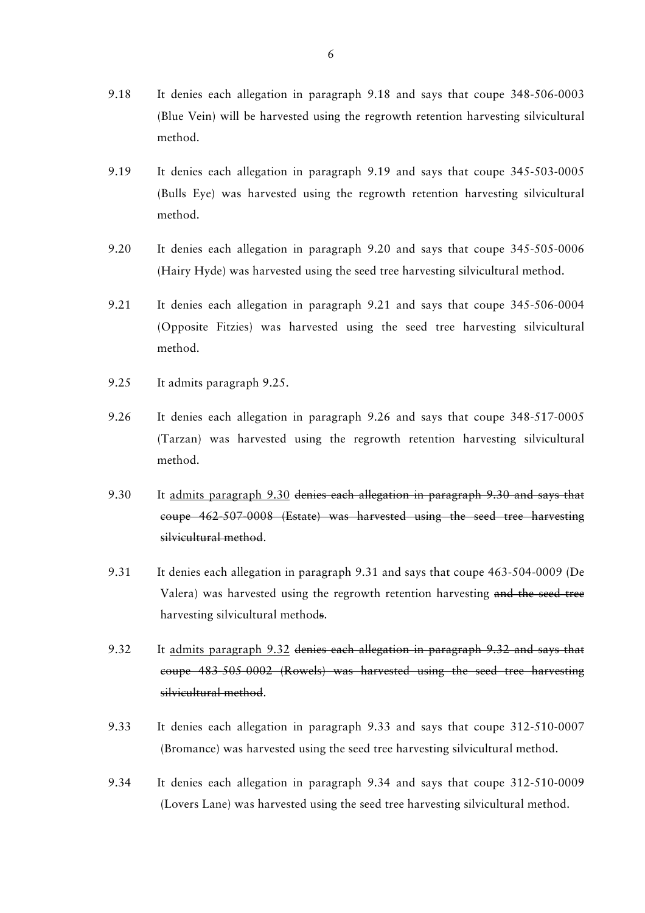9.18 It denies each allegation in paragraph 9.18 and says that coupe 348-506-0003 (Blue Vein) will be harvested using the regrowth retention harvesting silvicultural method.

9.19 It denies each allegation in paragraph 9.19 and says that coupe 345-503-0005 (Bulls Eye) was harvested using the regrowth retention harvesting silvicultural method.

9.20 It denies each allegation in paragraph 9.20 and says that coupe 345-505-0006 (Hairy Hyde) was harvested using the seed tree harvesting silvicultural method.

9.21 It denies each allegation in paragraph 9.21 and says that coupe 345-506-0004 (Opposite Fitzies) was harvested using the seed tree harvesting silvicultural method.

9.25 It admits paragraph 9.25.

9.26 It denies each allegation in paragraph 9.26 and says that coupe 348-517-0005 (Tarzan) was harvested using the regrowth retention harvesting silvicultural method.

9.30 It <u>admits paragraph 9.30</u> ~~denies each allegation in paragraph 9.30 and says that coupe 462-507-0008 (Estate) was harvested using the seed tree harvesting silvicultural method~~.

9.31 It denies each allegation in paragraph 9.31 and says that coupe 463-504-0009 (De Valera) was harvested using the regrowth retention harvesting ~~and the seed tree~~ harvesting silvicultural method~~s~~.

9.32 It <u>admits paragraph 9.32</u> ~~denies each allegation in paragraph 9.32 and says that coupe 483-505-0002 (Rowels) was harvested using the seed tree harvesting silvicultural method~~.

9.33 It denies each allegation in paragraph 9.33 and says that coupe 312-510-0007 (Bromance) was harvested using the seed tree harvesting silvicultural method.

9.34 It denies each allegation in paragraph 9.34 and says that coupe 312-510-0009 (Lovers Lane) was harvested using the seed tree harvesting silvicultural method.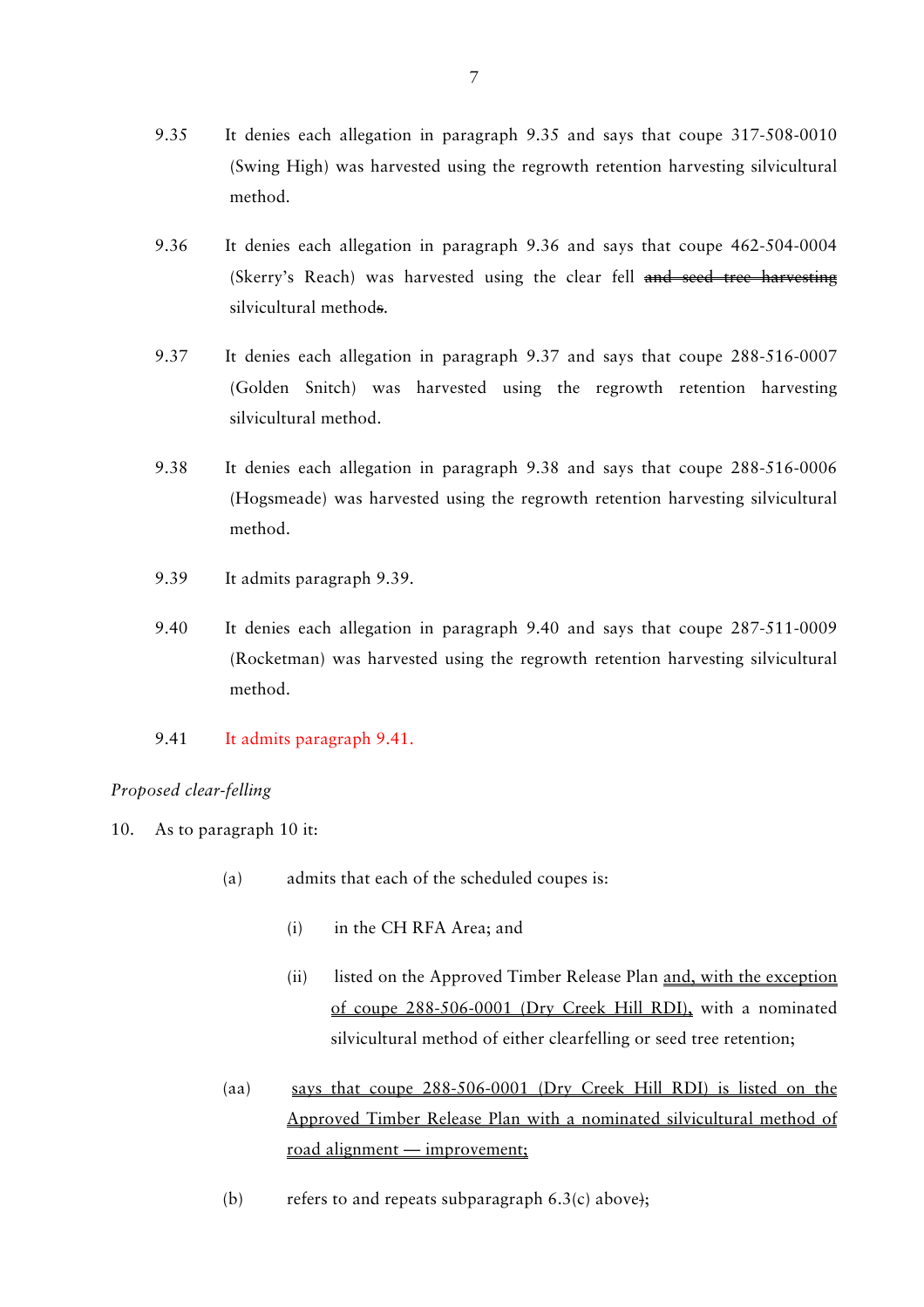9.35 It denies each allegation in paragraph 9.35 and says that coupe 317-508-0010 (Swing High) was harvested using the regrowth retention harvesting silvicultural method.

9.36 It denies each allegation in paragraph 9.36 and says that coupe 462-504-0004 (Skerry's Reach) was harvested using the clear fell ~~and seed tree harvesting~~ silvicultural method~~s~~.

9.37 It denies each allegation in paragraph 9.37 and says that coupe 288-516-0007 (Golden Snitch) was harvested using the regrowth retention harvesting silvicultural method.

9.38 It denies each allegation in paragraph 9.38 and says that coupe 288-516-0006 (Hogsmeade) was harvested using the regrowth retention harvesting silvicultural method.

9.39 It admits paragraph 9.39.

9.40 It denies each allegation in paragraph 9.40 and says that coupe 287-511-0009 (Rocketman) was harvested using the regrowth retention harvesting silvicultural method.

9.41 It admits paragraph 9.41.

*Proposed clear-felling*

10. As to paragraph 10 it:

   (a) admits that each of the scheduled coupes is:

      (i) in the CH RFA Area; and

      (ii) listed on the Approved Timber Release Plan <u>and, with the exception of coupe 288-506-0001 (Dry Creek Hill RDI),</u> with a nominated silvicultural method of either clearfelling or seed tree retention;

   (aa) <u>says that coupe 288-506-0001 (Dry Creek Hill RDI) is listed on the Approved Timber Release Plan with a nominated silvicultural method of road alignment — improvement;</u>

   (b) refers to and repeats subparagraph 6.3(c) above~~)~~;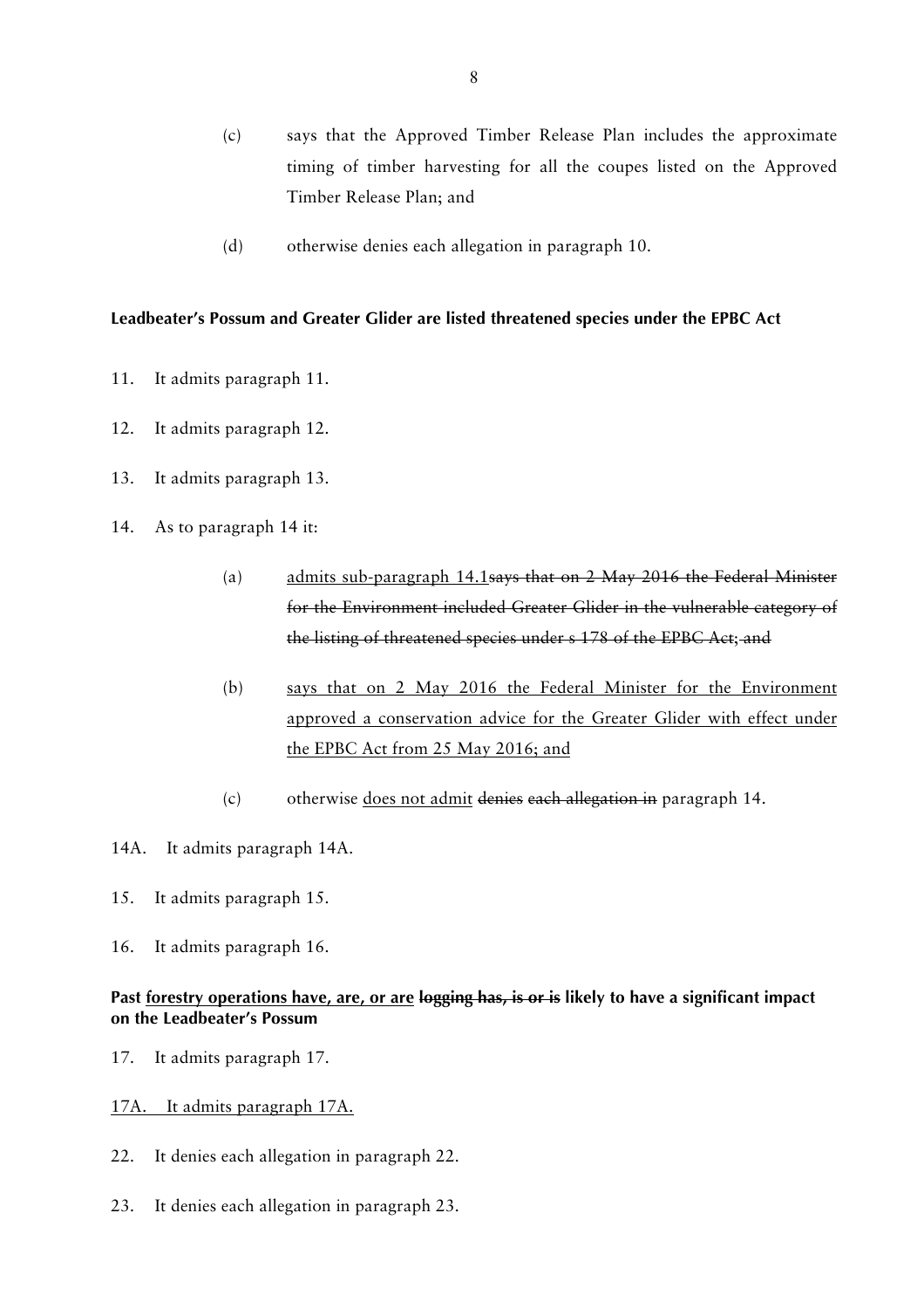(c) says that the Approved Timber Release Plan includes the approximate timing of timber harvesting for all the coupes listed on the Approved Timber Release Plan; and

(d) otherwise denies each allegation in paragraph 10.

**Leadbeater's Possum and Greater Glider are listed threatened species under the EPBC Act**

11. It admits paragraph 11.

12. It admits paragraph 12.

13. It admits paragraph 13.

14. As to paragraph 14 it:

    (a) <u>admits sub-paragraph 14.1</u>~~says that on 2 May 2016 the Federal Minister for the Environment included Greater Glider in the vulnerable category of the listing of threatened species under s 178 of the EPBC Act; and~~

    (b) <u>says that on 2 May 2016 the Federal Minister for the Environment approved a conservation advice for the Greater Glider with effect under the EPBC Act from 25 May 2016; and</u>

    (c) otherwise <u>does not admit</u> ~~denies~~ ~~each allegation in~~ paragraph 14.

14A. It admits paragraph 14A.

15. It admits paragraph 15.

16. It admits paragraph 16.

**Past <u>forestry operations have, are, or are</u> ~~logging has, is or is~~ likely to have a significant impact on the Leadbeater's Possum**

17. It admits paragraph 17.

<u>17A. It admits paragraph 17A.</u>

22. It denies each allegation in paragraph 22.

23. It denies each allegation in paragraph 23.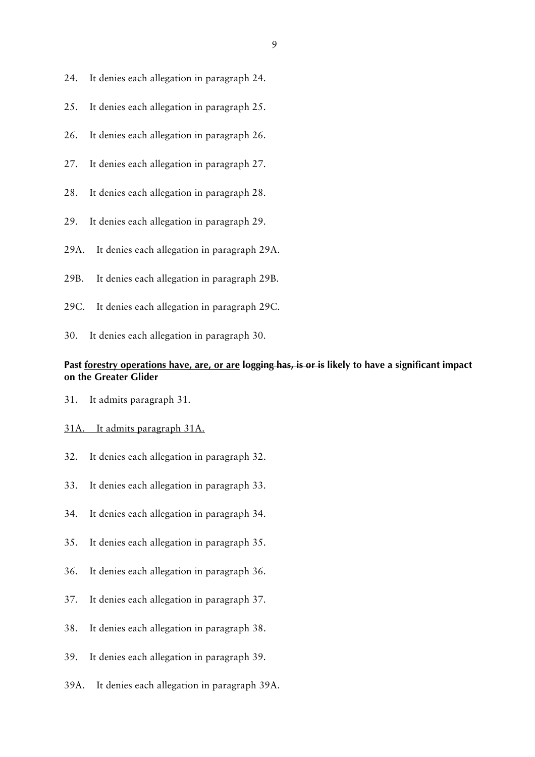24. It denies each allegation in paragraph 24.

25. It denies each allegation in paragraph 25.

26. It denies each allegation in paragraph 26.

27. It denies each allegation in paragraph 27.

28. It denies each allegation in paragraph 28.

29. It denies each allegation in paragraph 29.

29A. It denies each allegation in paragraph 29A.

29B. It denies each allegation in paragraph 29B.

29C. It denies each allegation in paragraph 29C.

30. It denies each allegation in paragraph 30.

**Past <u>forestry operations have, are, or are</u> ~~logging has, is or is~~ likely to have a significant impact on the Greater Glider**

31. It admits paragraph 31.

<u>31A. It admits paragraph 31A.</u>

32. It denies each allegation in paragraph 32.

33. It denies each allegation in paragraph 33.

34. It denies each allegation in paragraph 34.

35. It denies each allegation in paragraph 35.

36. It denies each allegation in paragraph 36.

37. It denies each allegation in paragraph 37.

38. It denies each allegation in paragraph 38.

39. It denies each allegation in paragraph 39.

39A. It denies each allegation in paragraph 39A.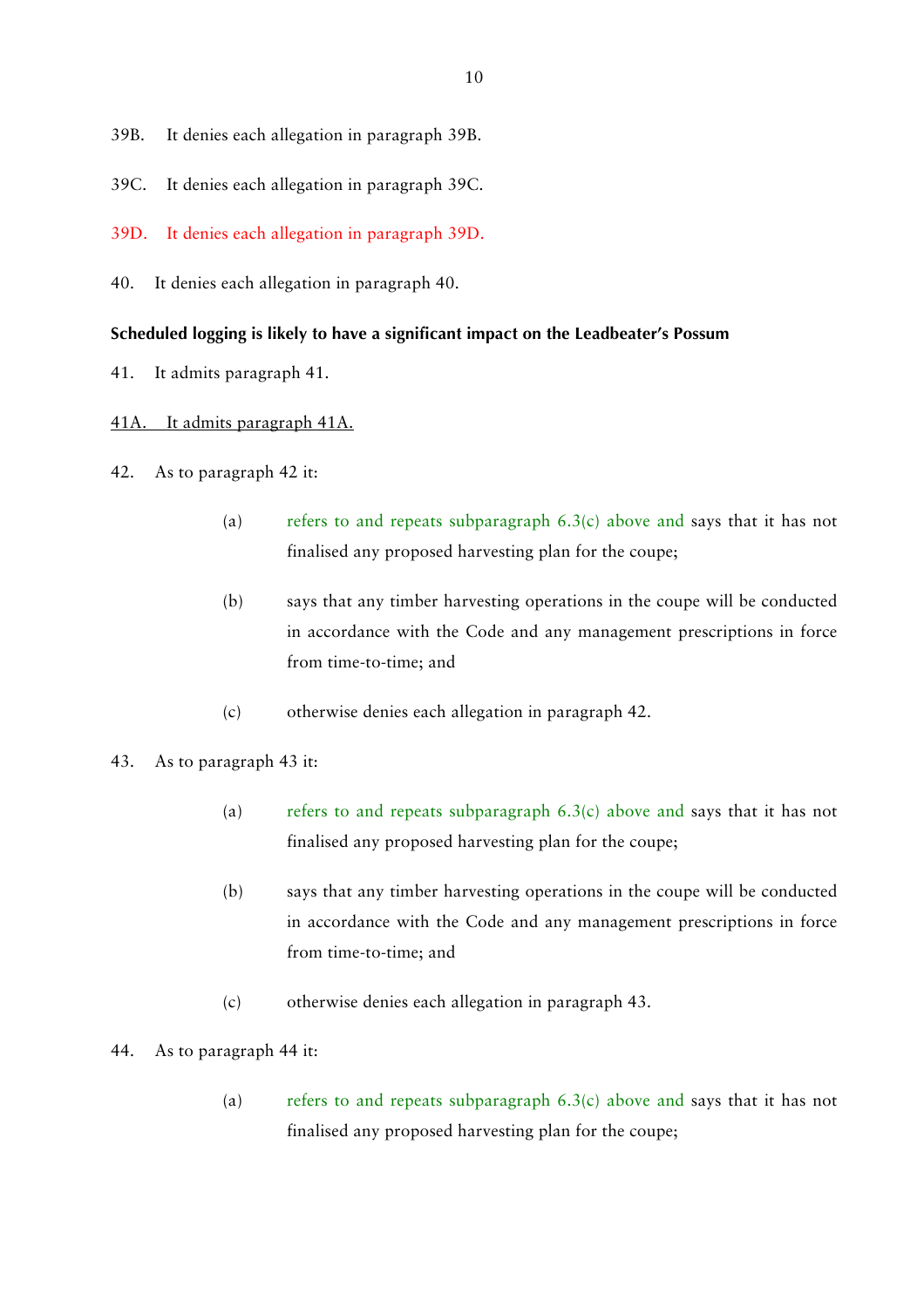39B. It denies each allegation in paragraph 39B.

39C. It denies each allegation in paragraph 39C.

39D. It denies each allegation in paragraph 39D.

40. It denies each allegation in paragraph 40.

**Scheduled logging is likely to have a significant impact on the Leadbeater's Possum**

41. It admits paragraph 41.

41A. It admits paragraph 41A.

42. As to paragraph 42 it:

(a) refers to and repeats subparagraph 6.3(c) above and says that it has not finalised any proposed harvesting plan for the coupe;

(b) says that any timber harvesting operations in the coupe will be conducted in accordance with the Code and any management prescriptions in force from time-to-time; and

(c) otherwise denies each allegation in paragraph 42.

43. As to paragraph 43 it:

(a) refers to and repeats subparagraph 6.3(c) above and says that it has not finalised any proposed harvesting plan for the coupe;

(b) says that any timber harvesting operations in the coupe will be conducted in accordance with the Code and any management prescriptions in force from time-to-time; and

(c) otherwise denies each allegation in paragraph 43.

44. As to paragraph 44 it:

(a) refers to and repeats subparagraph 6.3(c) above and says that it has not finalised any proposed harvesting plan for the coupe;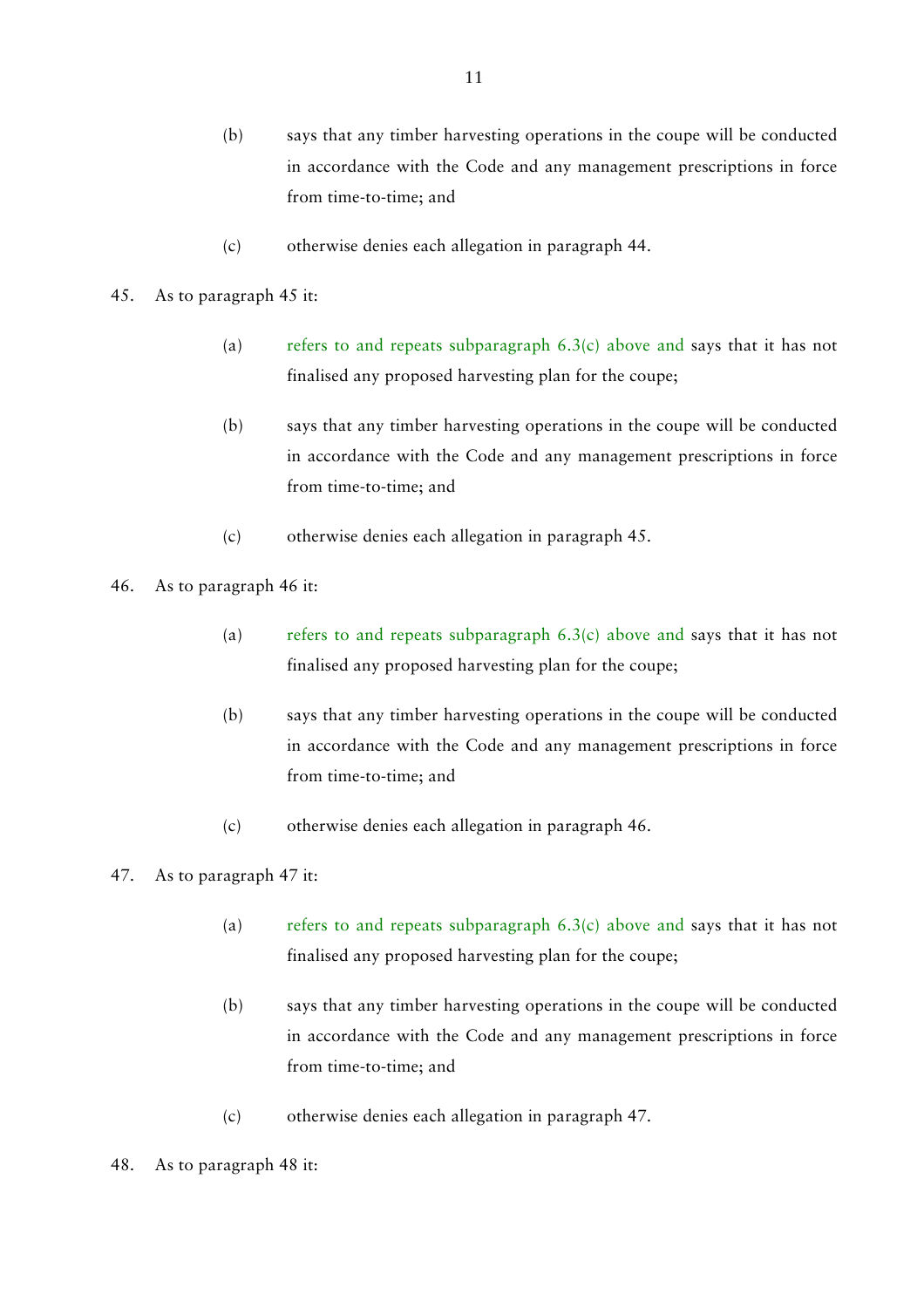(b) says that any timber harvesting operations in the coupe will be conducted in accordance with the Code and any management prescriptions in force from time-to-time; and

(c) otherwise denies each allegation in paragraph 44.

45. As to paragraph 45 it:

(a) refers to and repeats subparagraph 6.3(c) above and says that it has not finalised any proposed harvesting plan for the coupe;

(b) says that any timber harvesting operations in the coupe will be conducted in accordance with the Code and any management prescriptions in force from time-to-time; and

(c) otherwise denies each allegation in paragraph 45.

46. As to paragraph 46 it:

(a) refers to and repeats subparagraph 6.3(c) above and says that it has not finalised any proposed harvesting plan for the coupe;

(b) says that any timber harvesting operations in the coupe will be conducted in accordance with the Code and any management prescriptions in force from time-to-time; and

(c) otherwise denies each allegation in paragraph 46.

47. As to paragraph 47 it:

(a) refers to and repeats subparagraph 6.3(c) above and says that it has not finalised any proposed harvesting plan for the coupe;

(b) says that any timber harvesting operations in the coupe will be conducted in accordance with the Code and any management prescriptions in force from time-to-time; and

(c) otherwise denies each allegation in paragraph 47.

48. As to paragraph 48 it: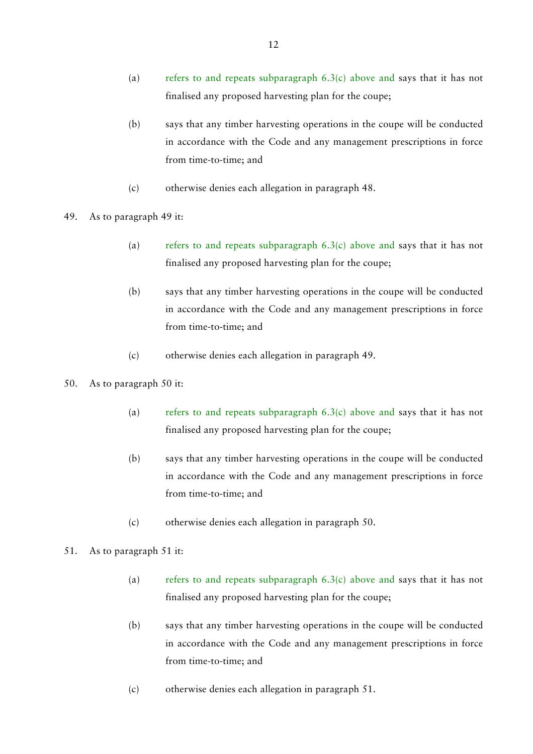(a) refers to and repeats subparagraph 6.3(c) above and says that it has not finalised any proposed harvesting plan for the coupe;

(b) says that any timber harvesting operations in the coupe will be conducted in accordance with the Code and any management prescriptions in force from time-to-time; and

(c) otherwise denies each allegation in paragraph 48.

49. As to paragraph 49 it:

(a) refers to and repeats subparagraph 6.3(c) above and says that it has not finalised any proposed harvesting plan for the coupe;

(b) says that any timber harvesting operations in the coupe will be conducted in accordance with the Code and any management prescriptions in force from time-to-time; and

(c) otherwise denies each allegation in paragraph 49.

50. As to paragraph 50 it:

(a) refers to and repeats subparagraph 6.3(c) above and says that it has not finalised any proposed harvesting plan for the coupe;

(b) says that any timber harvesting operations in the coupe will be conducted in accordance with the Code and any management prescriptions in force from time-to-time; and

(c) otherwise denies each allegation in paragraph 50.

51. As to paragraph 51 it:

(a) refers to and repeats subparagraph 6.3(c) above and says that it has not finalised any proposed harvesting plan for the coupe;

(b) says that any timber harvesting operations in the coupe will be conducted in accordance with the Code and any management prescriptions in force from time-to-time; and

(c) otherwise denies each allegation in paragraph 51.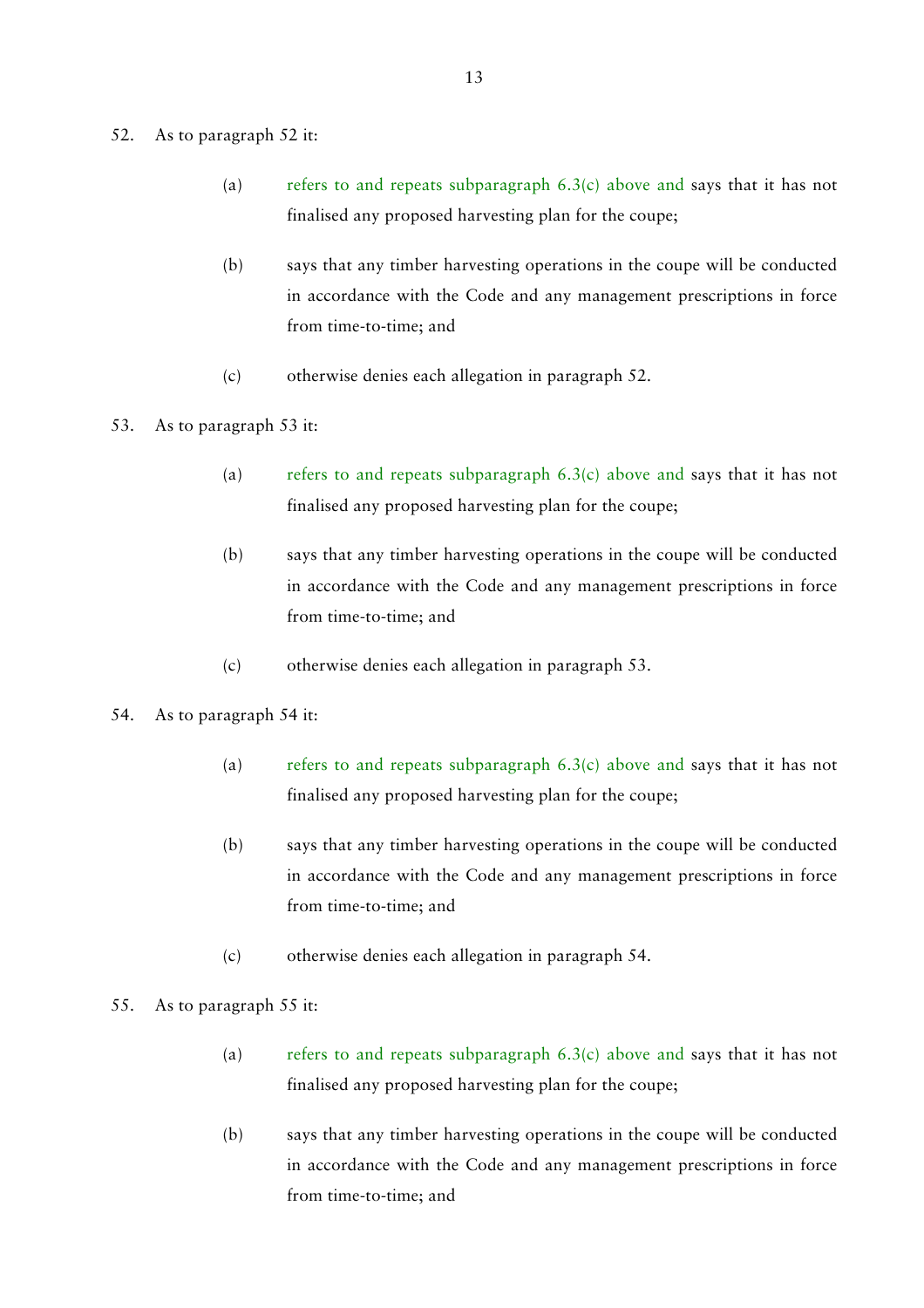52. As to paragraph 52 it:

    (a) refers to and repeats subparagraph 6.3(c) above and says that it has not finalised any proposed harvesting plan for the coupe;

    (b) says that any timber harvesting operations in the coupe will be conducted in accordance with the Code and any management prescriptions in force from time-to-time; and

    (c) otherwise denies each allegation in paragraph 52.

53. As to paragraph 53 it:

    (a) refers to and repeats subparagraph 6.3(c) above and says that it has not finalised any proposed harvesting plan for the coupe;

    (b) says that any timber harvesting operations in the coupe will be conducted in accordance with the Code and any management prescriptions in force from time-to-time; and

    (c) otherwise denies each allegation in paragraph 53.

54. As to paragraph 54 it:

    (a) refers to and repeats subparagraph 6.3(c) above and says that it has not finalised any proposed harvesting plan for the coupe;

    (b) says that any timber harvesting operations in the coupe will be conducted in accordance with the Code and any management prescriptions in force from time-to-time; and

    (c) otherwise denies each allegation in paragraph 54.

55. As to paragraph 55 it:

    (a) refers to and repeats subparagraph 6.3(c) above and says that it has not finalised any proposed harvesting plan for the coupe;

    (b) says that any timber harvesting operations in the coupe will be conducted in accordance with the Code and any management prescriptions in force from time-to-time; and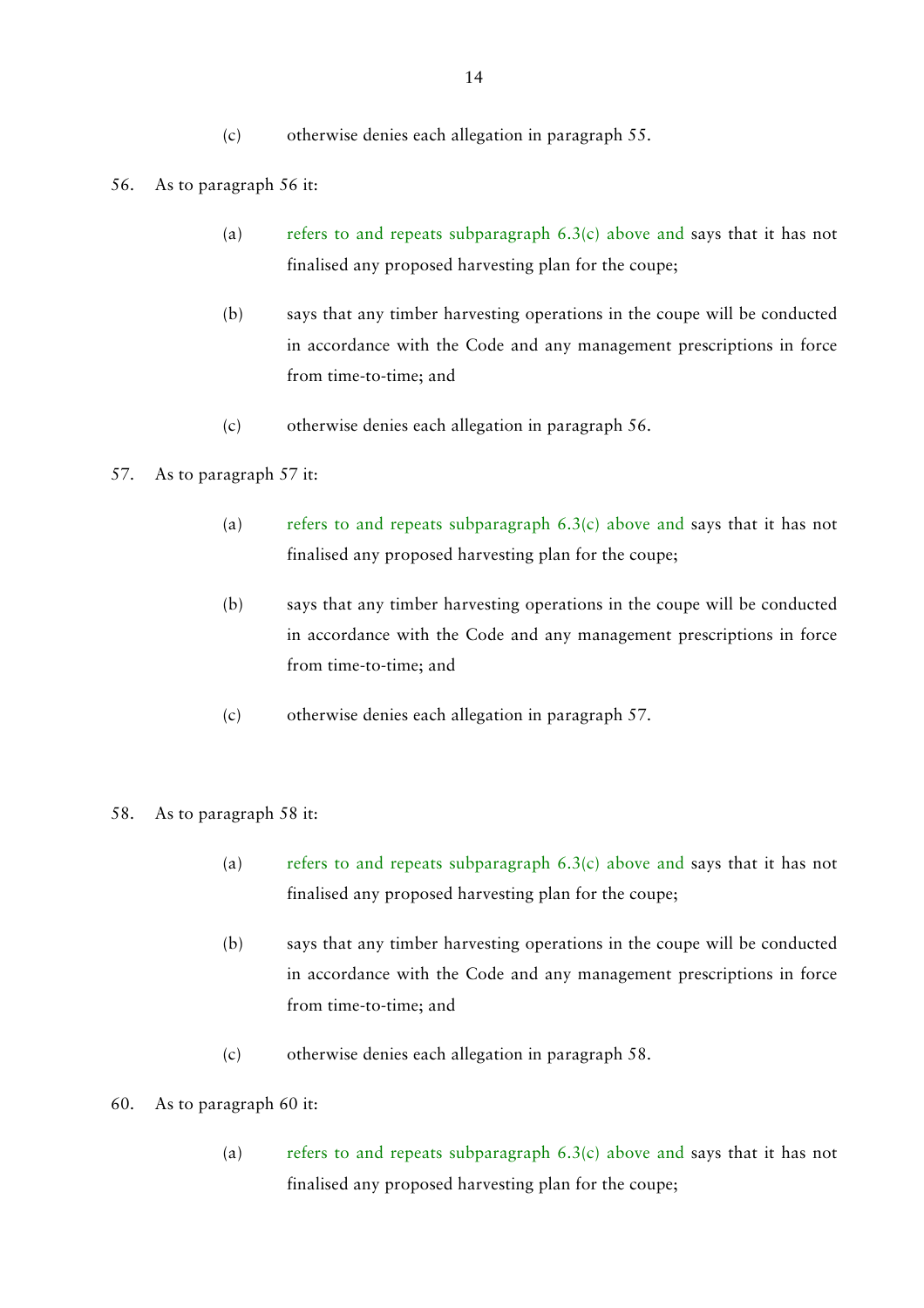(c) otherwise denies each allegation in paragraph 55.

56. As to paragraph 56 it:

    (a) refers to and repeats subparagraph 6.3(c) above and says that it has not finalised any proposed harvesting plan for the coupe;

    (b) says that any timber harvesting operations in the coupe will be conducted in accordance with the Code and any management prescriptions in force from time-to-time; and

    (c) otherwise denies each allegation in paragraph 56.

57. As to paragraph 57 it:

    (a) refers to and repeats subparagraph 6.3(c) above and says that it has not finalised any proposed harvesting plan for the coupe;

    (b) says that any timber harvesting operations in the coupe will be conducted in accordance with the Code and any management prescriptions in force from time-to-time; and

    (c) otherwise denies each allegation in paragraph 57.

58. As to paragraph 58 it:

    (a) refers to and repeats subparagraph 6.3(c) above and says that it has not finalised any proposed harvesting plan for the coupe;

    (b) says that any timber harvesting operations in the coupe will be conducted in accordance with the Code and any management prescriptions in force from time-to-time; and

    (c) otherwise denies each allegation in paragraph 58.

60. As to paragraph 60 it:

    (a) refers to and repeats subparagraph 6.3(c) above and says that it has not finalised any proposed harvesting plan for the coupe;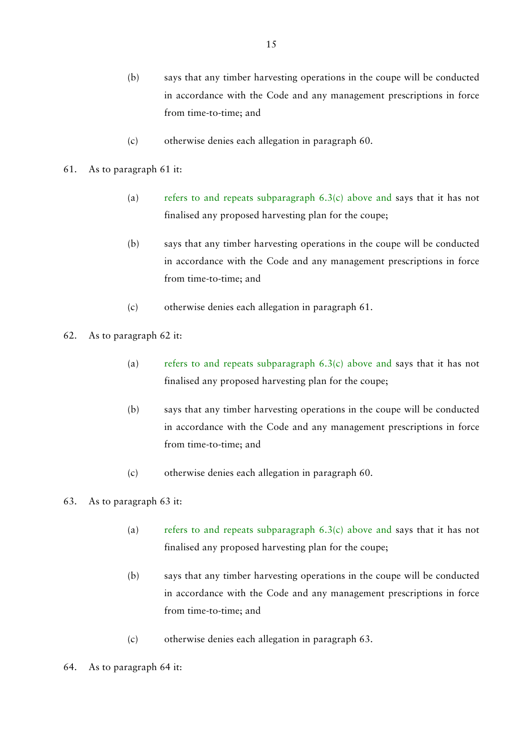(b) says that any timber harvesting operations in the coupe will be conducted in accordance with the Code and any management prescriptions in force from time-to-time; and

(c) otherwise denies each allegation in paragraph 60.

61. As to paragraph 61 it:

(a) refers to and repeats subparagraph 6.3(c) above and says that it has not finalised any proposed harvesting plan for the coupe;

(b) says that any timber harvesting operations in the coupe will be conducted in accordance with the Code and any management prescriptions in force from time-to-time; and

(c) otherwise denies each allegation in paragraph 61.

62. As to paragraph 62 it:

(a) refers to and repeats subparagraph 6.3(c) above and says that it has not finalised any proposed harvesting plan for the coupe;

(b) says that any timber harvesting operations in the coupe will be conducted in accordance with the Code and any management prescriptions in force from time-to-time; and

(c) otherwise denies each allegation in paragraph 60.

63. As to paragraph 63 it:

(a) refers to and repeats subparagraph 6.3(c) above and says that it has not finalised any proposed harvesting plan for the coupe;

(b) says that any timber harvesting operations in the coupe will be conducted in accordance with the Code and any management prescriptions in force from time-to-time; and

(c) otherwise denies each allegation in paragraph 63.

64. As to paragraph 64 it: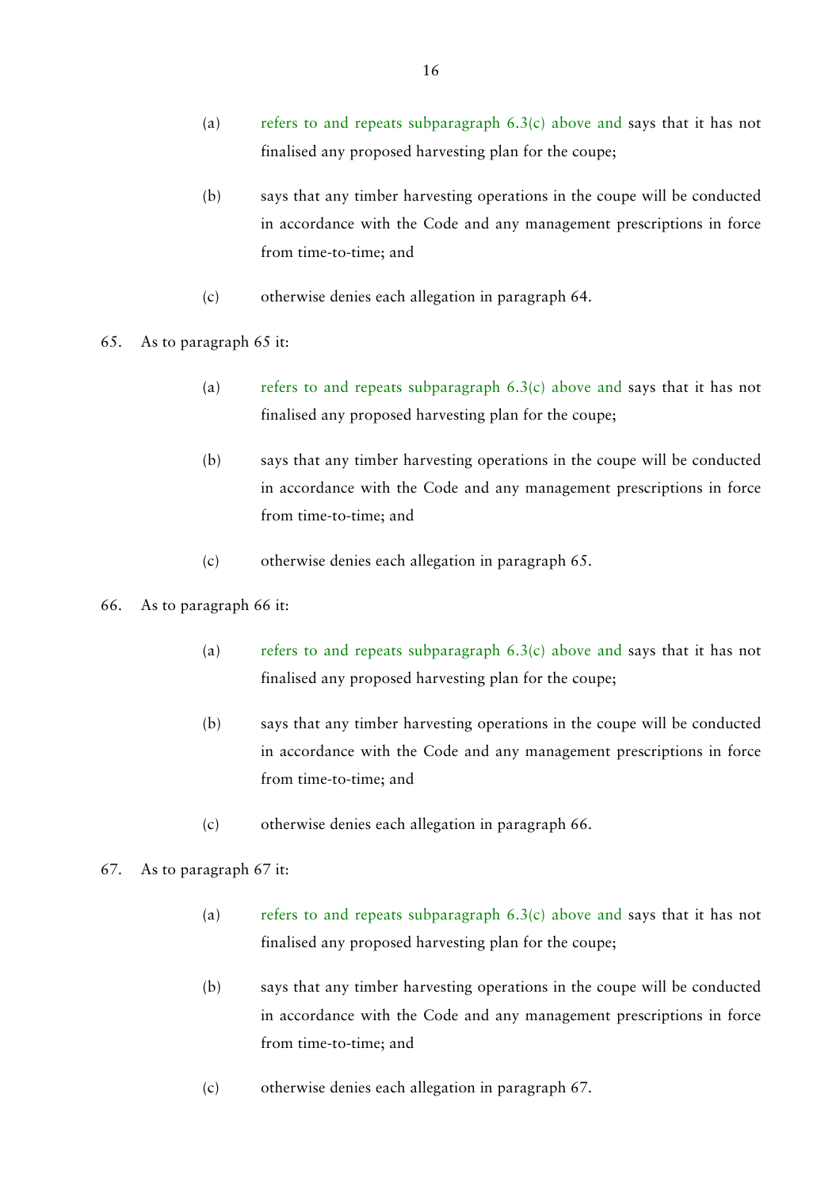(a) refers to and repeats subparagraph 6.3(c) above and says that it has not finalised any proposed harvesting plan for the coupe;

(b) says that any timber harvesting operations in the coupe will be conducted in accordance with the Code and any management prescriptions in force from time-to-time; and

(c) otherwise denies each allegation in paragraph 64.

65. As to paragraph 65 it:

(a) refers to and repeats subparagraph 6.3(c) above and says that it has not finalised any proposed harvesting plan for the coupe;

(b) says that any timber harvesting operations in the coupe will be conducted in accordance with the Code and any management prescriptions in force from time-to-time; and

(c) otherwise denies each allegation in paragraph 65.

66. As to paragraph 66 it:

(a) refers to and repeats subparagraph 6.3(c) above and says that it has not finalised any proposed harvesting plan for the coupe;

(b) says that any timber harvesting operations in the coupe will be conducted in accordance with the Code and any management prescriptions in force from time-to-time; and

(c) otherwise denies each allegation in paragraph 66.

67. As to paragraph 67 it:

(a) refers to and repeats subparagraph 6.3(c) above and says that it has not finalised any proposed harvesting plan for the coupe;

(b) says that any timber harvesting operations in the coupe will be conducted in accordance with the Code and any management prescriptions in force from time-to-time; and

(c) otherwise denies each allegation in paragraph 67.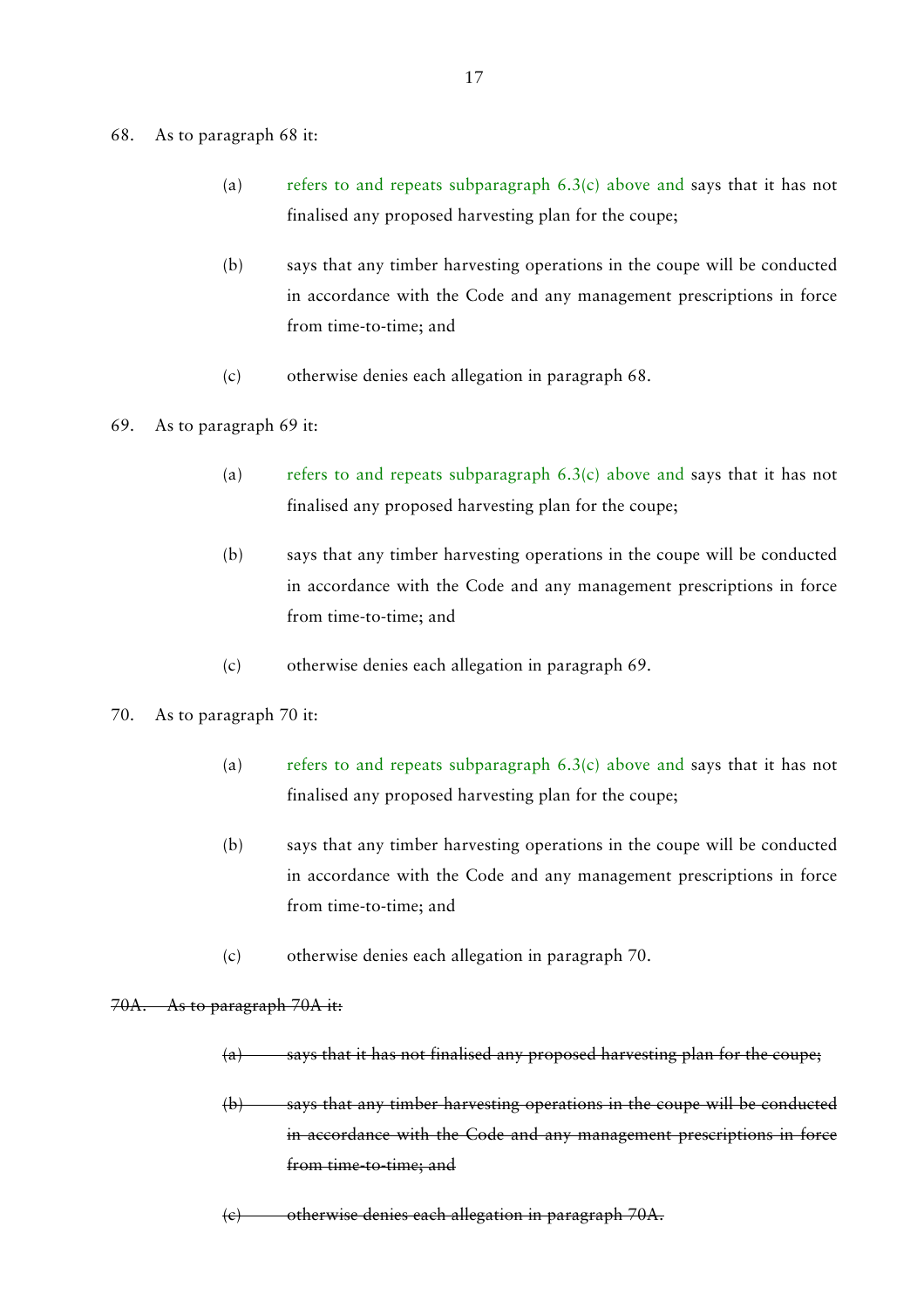68. As to paragraph 68 it:

    (a) refers to and repeats subparagraph 6.3(c) above and says that it has not finalised any proposed harvesting plan for the coupe;

    (b) says that any timber harvesting operations in the coupe will be conducted in accordance with the Code and any management prescriptions in force from time-to-time; and

    (c) otherwise denies each allegation in paragraph 68.

69. As to paragraph 69 it:

    (a) refers to and repeats subparagraph 6.3(c) above and says that it has not finalised any proposed harvesting plan for the coupe;

    (b) says that any timber harvesting operations in the coupe will be conducted in accordance with the Code and any management prescriptions in force from time-to-time; and

    (c) otherwise denies each allegation in paragraph 69.

70. As to paragraph 70 it:

    (a) refers to and repeats subparagraph 6.3(c) above and says that it has not finalised any proposed harvesting plan for the coupe;

    (b) says that any timber harvesting operations in the coupe will be conducted in accordance with the Code and any management prescriptions in force from time-to-time; and

    (c) otherwise denies each allegation in paragraph 70.

~~70A. As to paragraph 70A it:~~

~~(a) says that it has not finalised any proposed harvesting plan for the coupe;~~

~~(b) says that any timber harvesting operations in the coupe will be conducted in accordance with the Code and any management prescriptions in force from time-to-time; and~~

~~(c) otherwise denies each allegation in paragraph 70A.~~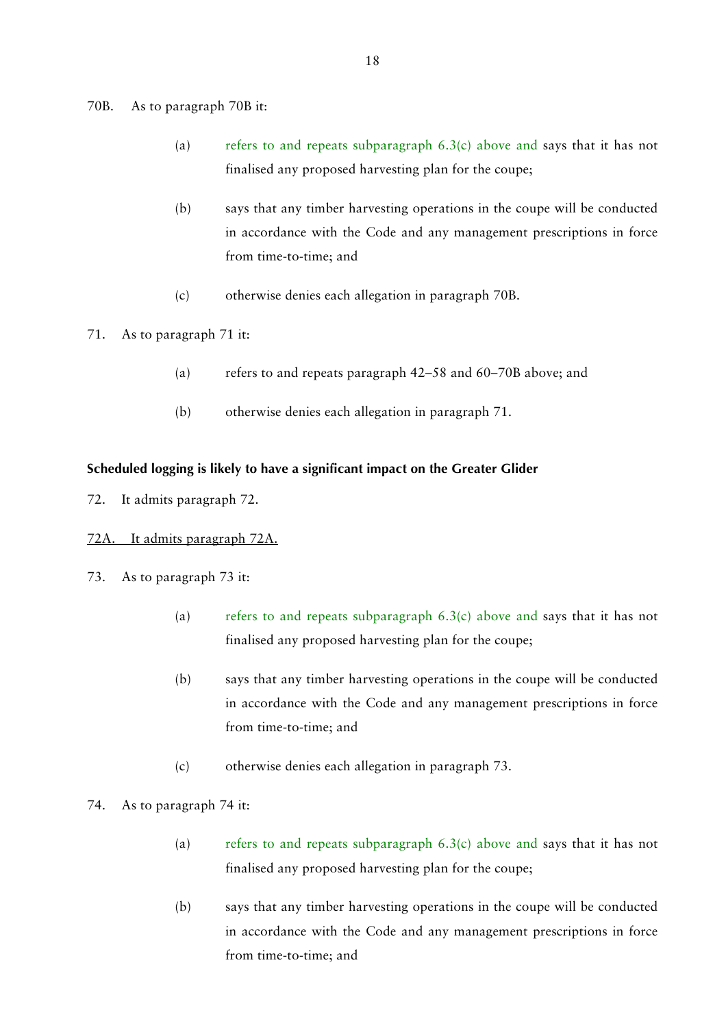70B. As to paragraph 70B it:

> (a) refers to and repeats subparagraph 6.3(c) above and says that it has not finalised any proposed harvesting plan for the coupe;
>
> (b) says that any timber harvesting operations in the coupe will be conducted in accordance with the Code and any management prescriptions in force from time-to-time; and
>
> (c) otherwise denies each allegation in paragraph 70B.

71. As to paragraph 71 it:

> (a) refers to and repeats paragraph 42–58 and 60–70B above; and
>
> (b) otherwise denies each allegation in paragraph 71.

**Scheduled logging is likely to have a significant impact on the Greater Glider**

72. It admits paragraph 72.

<u>72A. It admits paragraph 72A.</u>

73. As to paragraph 73 it:

> (a) refers to and repeats subparagraph 6.3(c) above and says that it has not finalised any proposed harvesting plan for the coupe;
>
> (b) says that any timber harvesting operations in the coupe will be conducted in accordance with the Code and any management prescriptions in force from time-to-time; and
>
> (c) otherwise denies each allegation in paragraph 73.

74. As to paragraph 74 it:

> (a) refers to and repeats subparagraph 6.3(c) above and says that it has not finalised any proposed harvesting plan for the coupe;
>
> (b) says that any timber harvesting operations in the coupe will be conducted in accordance with the Code and any management prescriptions in force from time-to-time; and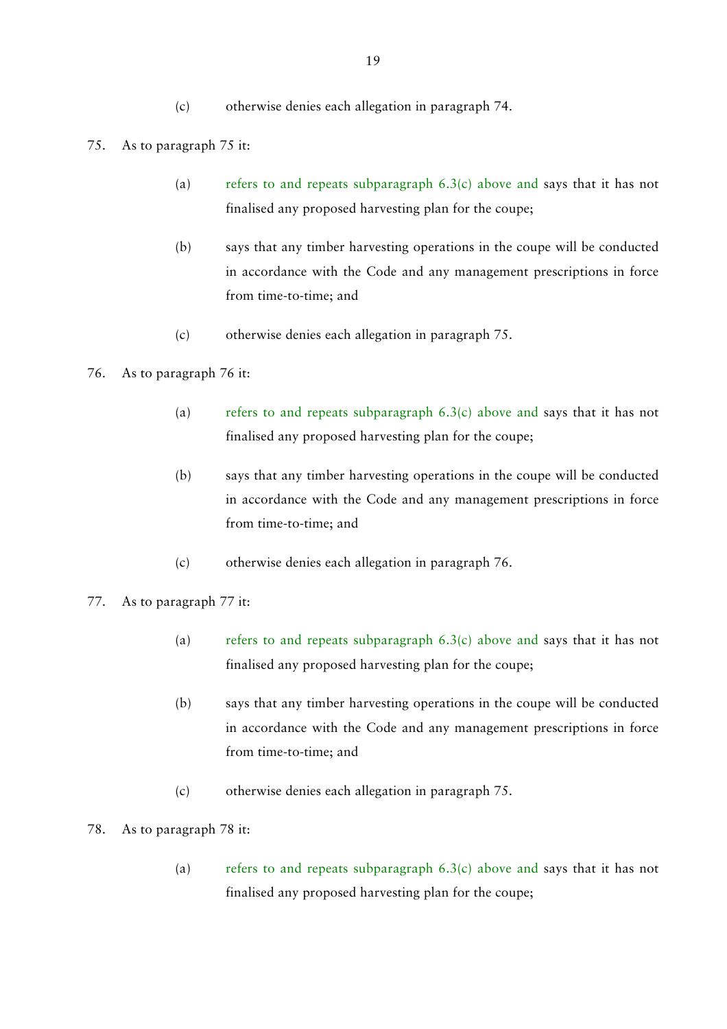(c) otherwise denies each allegation in paragraph 74.

75. As to paragraph 75 it:

    (a) refers to and repeats subparagraph 6.3(c) above and says that it has not finalised any proposed harvesting plan for the coupe;

    (b) says that any timber harvesting operations in the coupe will be conducted in accordance with the Code and any management prescriptions in force from time-to-time; and

    (c) otherwise denies each allegation in paragraph 75.

76. As to paragraph 76 it:

    (a) refers to and repeats subparagraph 6.3(c) above and says that it has not finalised any proposed harvesting plan for the coupe;

    (b) says that any timber harvesting operations in the coupe will be conducted in accordance with the Code and any management prescriptions in force from time-to-time; and

    (c) otherwise denies each allegation in paragraph 76.

77. As to paragraph 77 it:

    (a) refers to and repeats subparagraph 6.3(c) above and says that it has not finalised any proposed harvesting plan for the coupe;

    (b) says that any timber harvesting operations in the coupe will be conducted in accordance with the Code and any management prescriptions in force from time-to-time; and

    (c) otherwise denies each allegation in paragraph 75.

78. As to paragraph 78 it:

    (a) refers to and repeats subparagraph 6.3(c) above and says that it has not finalised any proposed harvesting plan for the coupe;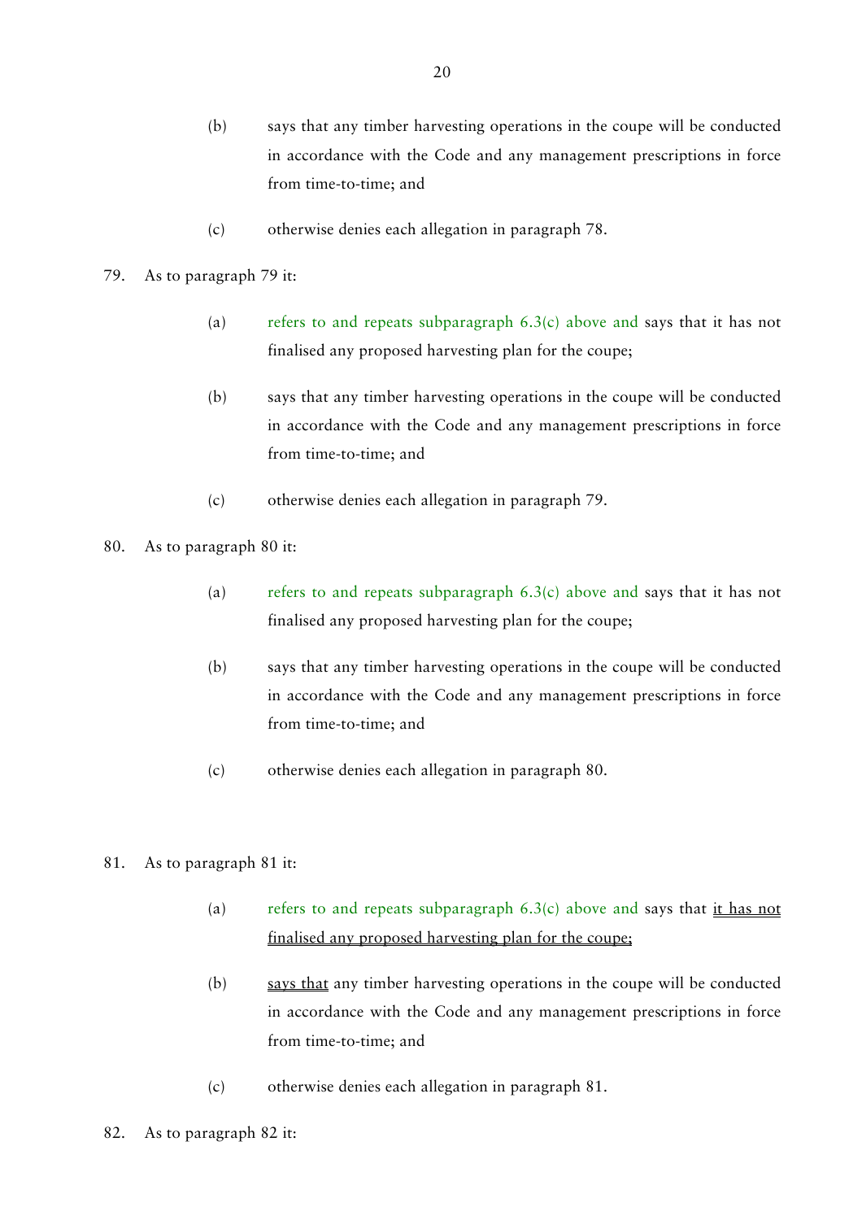(b) says that any timber harvesting operations in the coupe will be conducted in accordance with the Code and any management prescriptions in force from time-to-time; and

(c) otherwise denies each allegation in paragraph 78.

79. As to paragraph 79 it:

(a) refers to and repeats subparagraph 6.3(c) above and says that it has not finalised any proposed harvesting plan for the coupe;

(b) says that any timber harvesting operations in the coupe will be conducted in accordance with the Code and any management prescriptions in force from time-to-time; and

(c) otherwise denies each allegation in paragraph 79.

80. As to paragraph 80 it:

(a) refers to and repeats subparagraph 6.3(c) above and says that it has not finalised any proposed harvesting plan for the coupe;

(b) says that any timber harvesting operations in the coupe will be conducted in accordance with the Code and any management prescriptions in force from time-to-time; and

(c) otherwise denies each allegation in paragraph 80.

81. As to paragraph 81 it:

(a) refers to and repeats subparagraph 6.3(c) above and says that <u>it has not finalised any proposed harvesting plan for the coupe;</u>

(b) <u>says that</u> any timber harvesting operations in the coupe will be conducted in accordance with the Code and any management prescriptions in force from time-to-time; and

(c) otherwise denies each allegation in paragraph 81.

82. As to paragraph 82 it: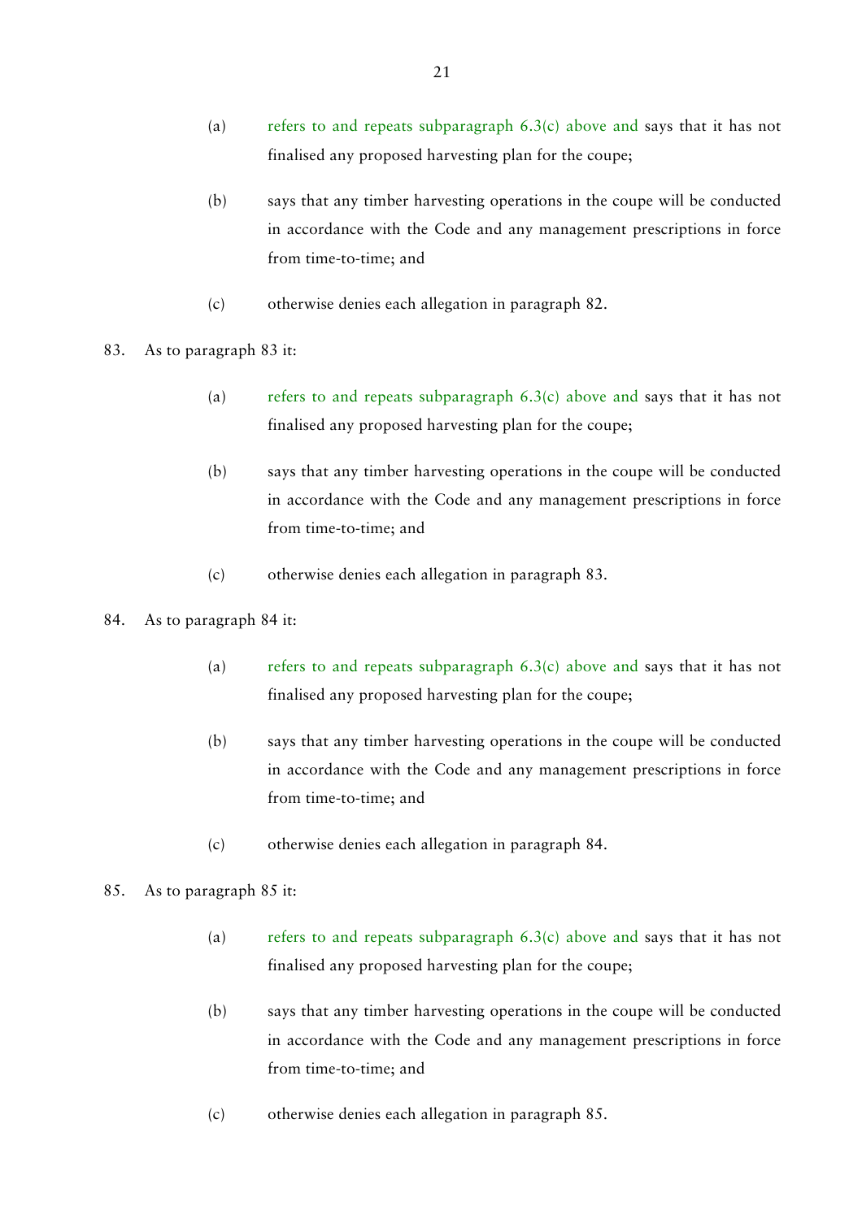(a) refers to and repeats subparagraph 6.3(c) above and says that it has not finalised any proposed harvesting plan for the coupe;

(b) says that any timber harvesting operations in the coupe will be conducted in accordance with the Code and any management prescriptions in force from time-to-time; and

(c) otherwise denies each allegation in paragraph 82.

83. As to paragraph 83 it:

(a) refers to and repeats subparagraph 6.3(c) above and says that it has not finalised any proposed harvesting plan for the coupe;

(b) says that any timber harvesting operations in the coupe will be conducted in accordance with the Code and any management prescriptions in force from time-to-time; and

(c) otherwise denies each allegation in paragraph 83.

84. As to paragraph 84 it:

(a) refers to and repeats subparagraph 6.3(c) above and says that it has not finalised any proposed harvesting plan for the coupe;

(b) says that any timber harvesting operations in the coupe will be conducted in accordance with the Code and any management prescriptions in force from time-to-time; and

(c) otherwise denies each allegation in paragraph 84.

85. As to paragraph 85 it:

(a) refers to and repeats subparagraph 6.3(c) above and says that it has not finalised any proposed harvesting plan for the coupe;

(b) says that any timber harvesting operations in the coupe will be conducted in accordance with the Code and any management prescriptions in force from time-to-time; and

(c) otherwise denies each allegation in paragraph 85.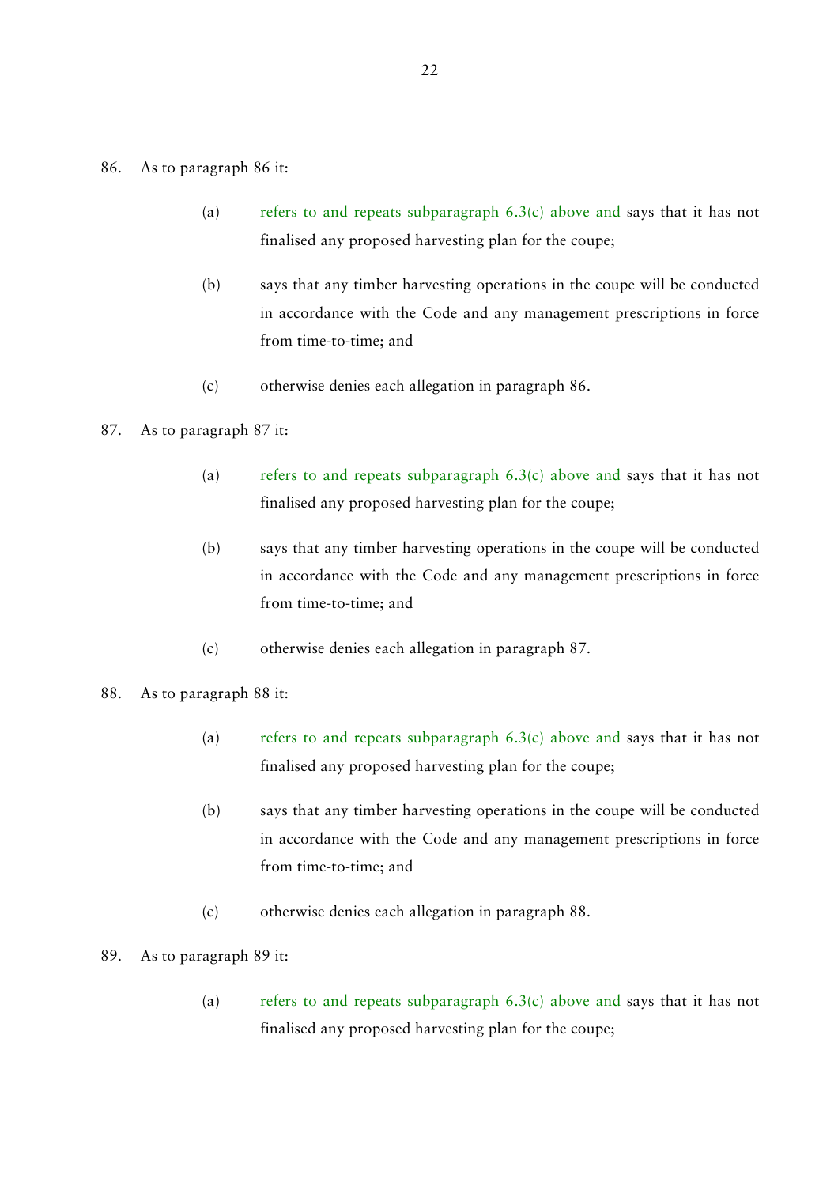86. As to paragraph 86 it:

    (a) refers to and repeats subparagraph 6.3(c) above and says that it has not finalised any proposed harvesting plan for the coupe;

    (b) says that any timber harvesting operations in the coupe will be conducted in accordance with the Code and any management prescriptions in force from time-to-time; and

    (c) otherwise denies each allegation in paragraph 86.

87. As to paragraph 87 it:

    (a) refers to and repeats subparagraph 6.3(c) above and says that it has not finalised any proposed harvesting plan for the coupe;

    (b) says that any timber harvesting operations in the coupe will be conducted in accordance with the Code and any management prescriptions in force from time-to-time; and

    (c) otherwise denies each allegation in paragraph 87.

88. As to paragraph 88 it:

    (a) refers to and repeats subparagraph 6.3(c) above and says that it has not finalised any proposed harvesting plan for the coupe;

    (b) says that any timber harvesting operations in the coupe will be conducted in accordance with the Code and any management prescriptions in force from time-to-time; and

    (c) otherwise denies each allegation in paragraph 88.

89. As to paragraph 89 it:

    (a) refers to and repeats subparagraph 6.3(c) above and says that it has not finalised any proposed harvesting plan for the coupe;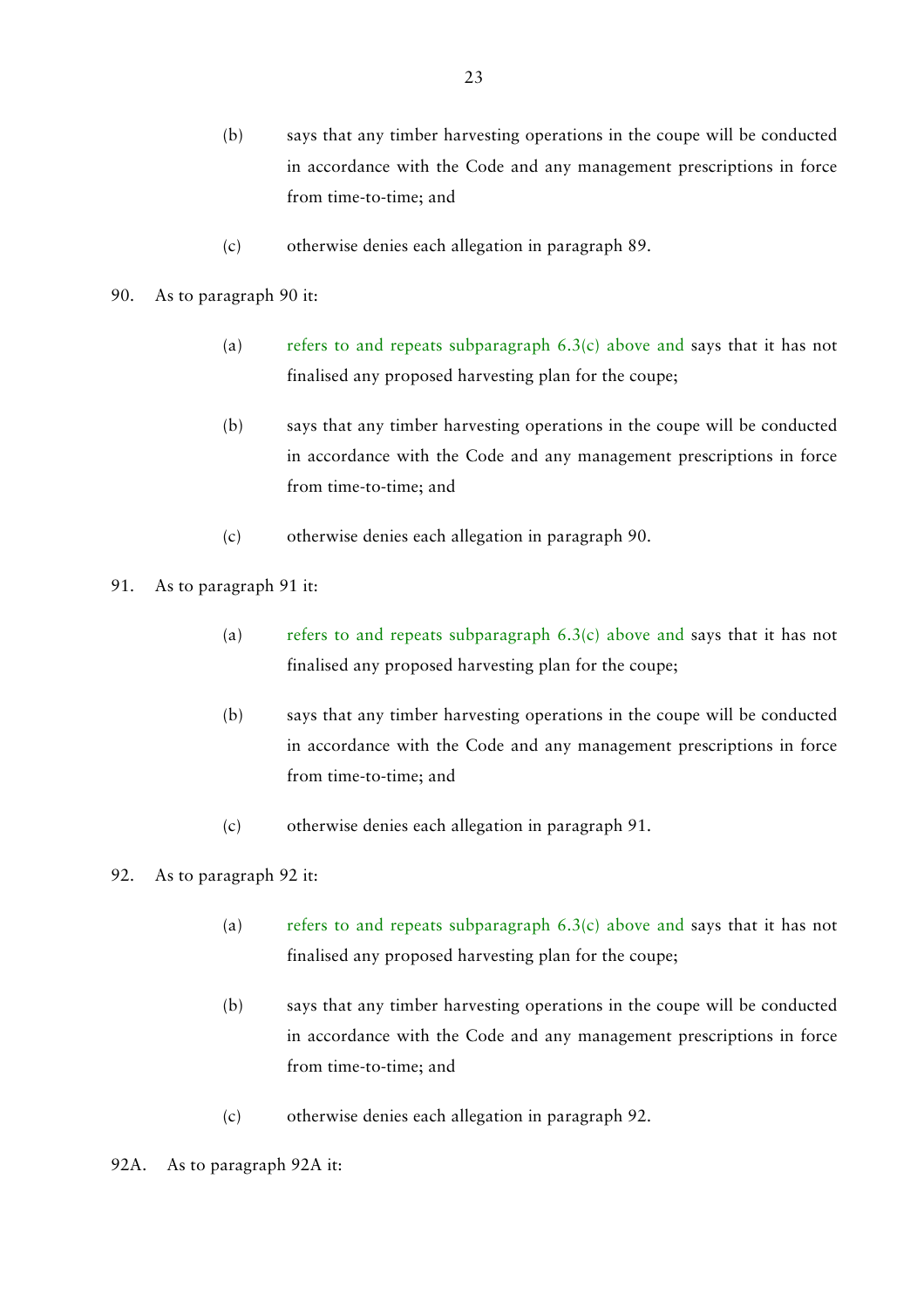(b) says that any timber harvesting operations in the coupe will be conducted in accordance with the Code and any management prescriptions in force from time-to-time; and

(c) otherwise denies each allegation in paragraph 89.

90. As to paragraph 90 it:

(a) refers to and repeats subparagraph 6.3(c) above and says that it has not finalised any proposed harvesting plan for the coupe;

(b) says that any timber harvesting operations in the coupe will be conducted in accordance with the Code and any management prescriptions in force from time-to-time; and

(c) otherwise denies each allegation in paragraph 90.

91. As to paragraph 91 it:

(a) refers to and repeats subparagraph 6.3(c) above and says that it has not finalised any proposed harvesting plan for the coupe;

(b) says that any timber harvesting operations in the coupe will be conducted in accordance with the Code and any management prescriptions in force from time-to-time; and

(c) otherwise denies each allegation in paragraph 91.

92. As to paragraph 92 it:

(a) refers to and repeats subparagraph 6.3(c) above and says that it has not finalised any proposed harvesting plan for the coupe;

(b) says that any timber harvesting operations in the coupe will be conducted in accordance with the Code and any management prescriptions in force from time-to-time; and

(c) otherwise denies each allegation in paragraph 92.

92A. As to paragraph 92A it: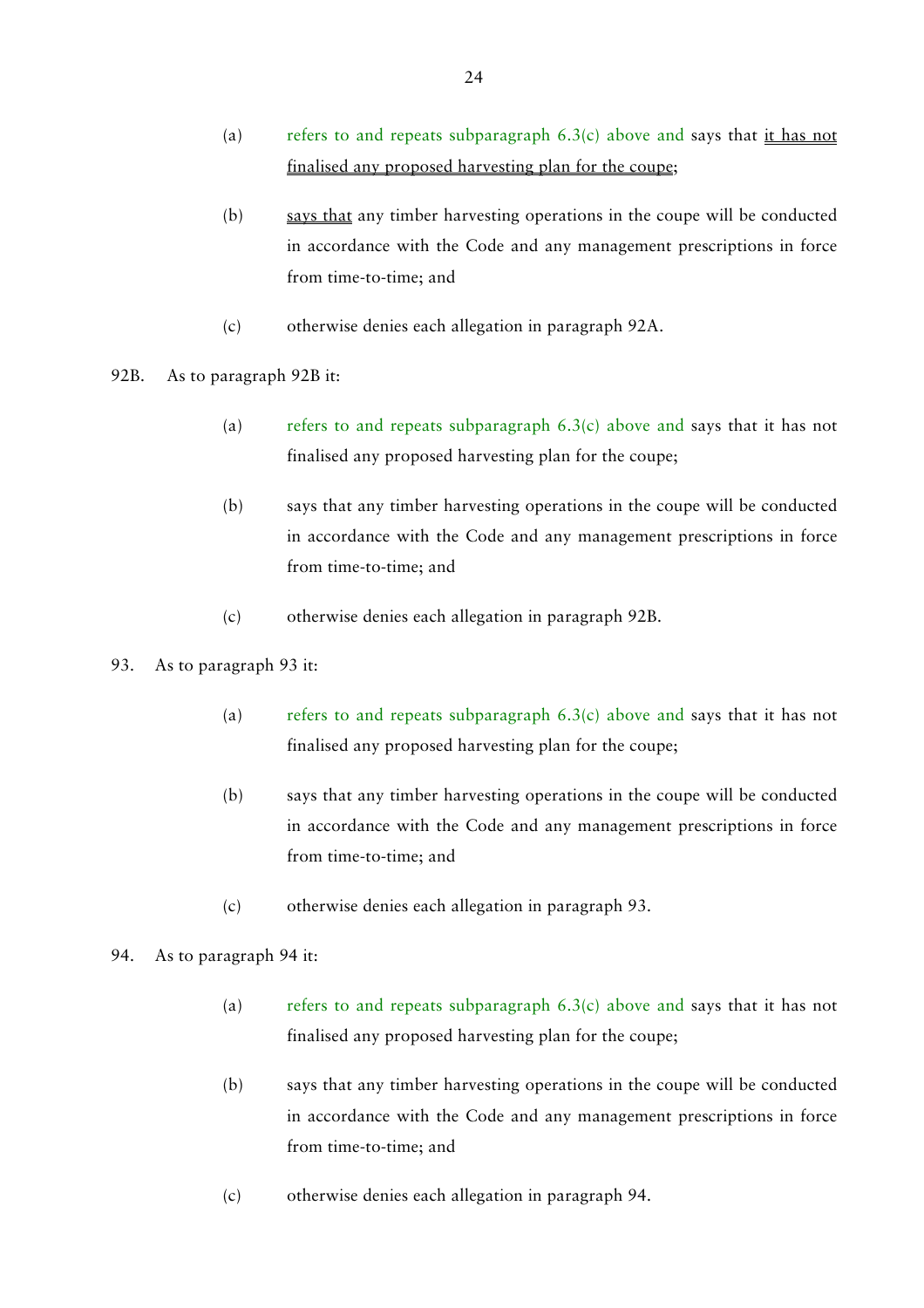(a) refers to and repeats subparagraph 6.3(c) above and says that it has not finalised any proposed harvesting plan for the coupe;

(b) says that any timber harvesting operations in the coupe will be conducted in accordance with the Code and any management prescriptions in force from time-to-time; and

(c) otherwise denies each allegation in paragraph 92A.

92B. As to paragraph 92B it:

(a) refers to and repeats subparagraph 6.3(c) above and says that it has not finalised any proposed harvesting plan for the coupe;

(b) says that any timber harvesting operations in the coupe will be conducted in accordance with the Code and any management prescriptions in force from time-to-time; and

(c) otherwise denies each allegation in paragraph 92B.

93. As to paragraph 93 it:

(a) refers to and repeats subparagraph 6.3(c) above and says that it has not finalised any proposed harvesting plan for the coupe;

(b) says that any timber harvesting operations in the coupe will be conducted in accordance with the Code and any management prescriptions in force from time-to-time; and

(c) otherwise denies each allegation in paragraph 93.

94. As to paragraph 94 it:

(a) refers to and repeats subparagraph 6.3(c) above and says that it has not finalised any proposed harvesting plan for the coupe;

(b) says that any timber harvesting operations in the coupe will be conducted in accordance with the Code and any management prescriptions in force from time-to-time; and

(c) otherwise denies each allegation in paragraph 94.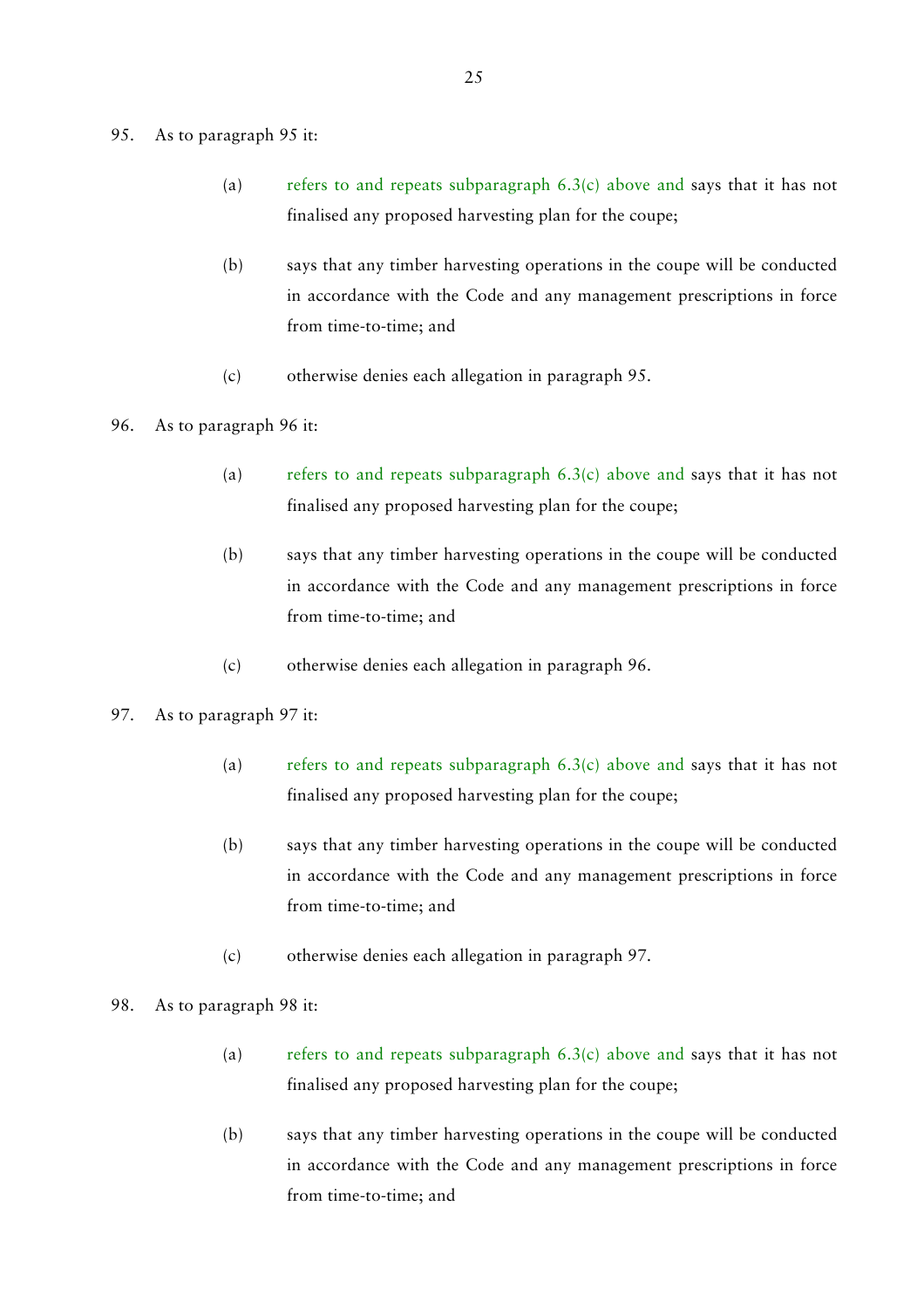95. As to paragraph 95 it:

    (a) refers to and repeats subparagraph 6.3(c) above and says that it has not finalised any proposed harvesting plan for the coupe;

    (b) says that any timber harvesting operations in the coupe will be conducted in accordance with the Code and any management prescriptions in force from time-to-time; and

    (c) otherwise denies each allegation in paragraph 95.

96. As to paragraph 96 it:

    (a) refers to and repeats subparagraph 6.3(c) above and says that it has not finalised any proposed harvesting plan for the coupe;

    (b) says that any timber harvesting operations in the coupe will be conducted in accordance with the Code and any management prescriptions in force from time-to-time; and

    (c) otherwise denies each allegation in paragraph 96.

97. As to paragraph 97 it:

    (a) refers to and repeats subparagraph 6.3(c) above and says that it has not finalised any proposed harvesting plan for the coupe;

    (b) says that any timber harvesting operations in the coupe will be conducted in accordance with the Code and any management prescriptions in force from time-to-time; and

    (c) otherwise denies each allegation in paragraph 97.

98. As to paragraph 98 it:

    (a) refers to and repeats subparagraph 6.3(c) above and says that it has not finalised any proposed harvesting plan for the coupe;

    (b) says that any timber harvesting operations in the coupe will be conducted in accordance with the Code and any management prescriptions in force from time-to-time; and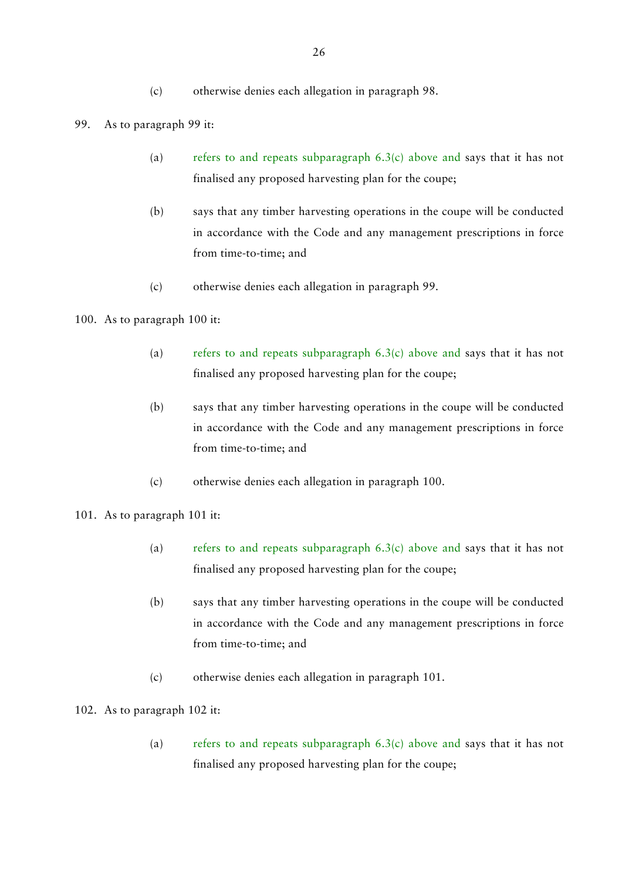(c) otherwise denies each allegation in paragraph 98.

99. As to paragraph 99 it:

(a) refers to and repeats subparagraph 6.3(c) above and says that it has not finalised any proposed harvesting plan for the coupe;

(b) says that any timber harvesting operations in the coupe will be conducted in accordance with the Code and any management prescriptions in force from time-to-time; and

(c) otherwise denies each allegation in paragraph 99.

100. As to paragraph 100 it:

(a) refers to and repeats subparagraph 6.3(c) above and says that it has not finalised any proposed harvesting plan for the coupe;

(b) says that any timber harvesting operations in the coupe will be conducted in accordance with the Code and any management prescriptions in force from time-to-time; and

(c) otherwise denies each allegation in paragraph 100.

101. As to paragraph 101 it:

(a) refers to and repeats subparagraph 6.3(c) above and says that it has not finalised any proposed harvesting plan for the coupe;

(b) says that any timber harvesting operations in the coupe will be conducted in accordance with the Code and any management prescriptions in force from time-to-time; and

(c) otherwise denies each allegation in paragraph 101.

102. As to paragraph 102 it:

(a) refers to and repeats subparagraph 6.3(c) above and says that it has not finalised any proposed harvesting plan for the coupe;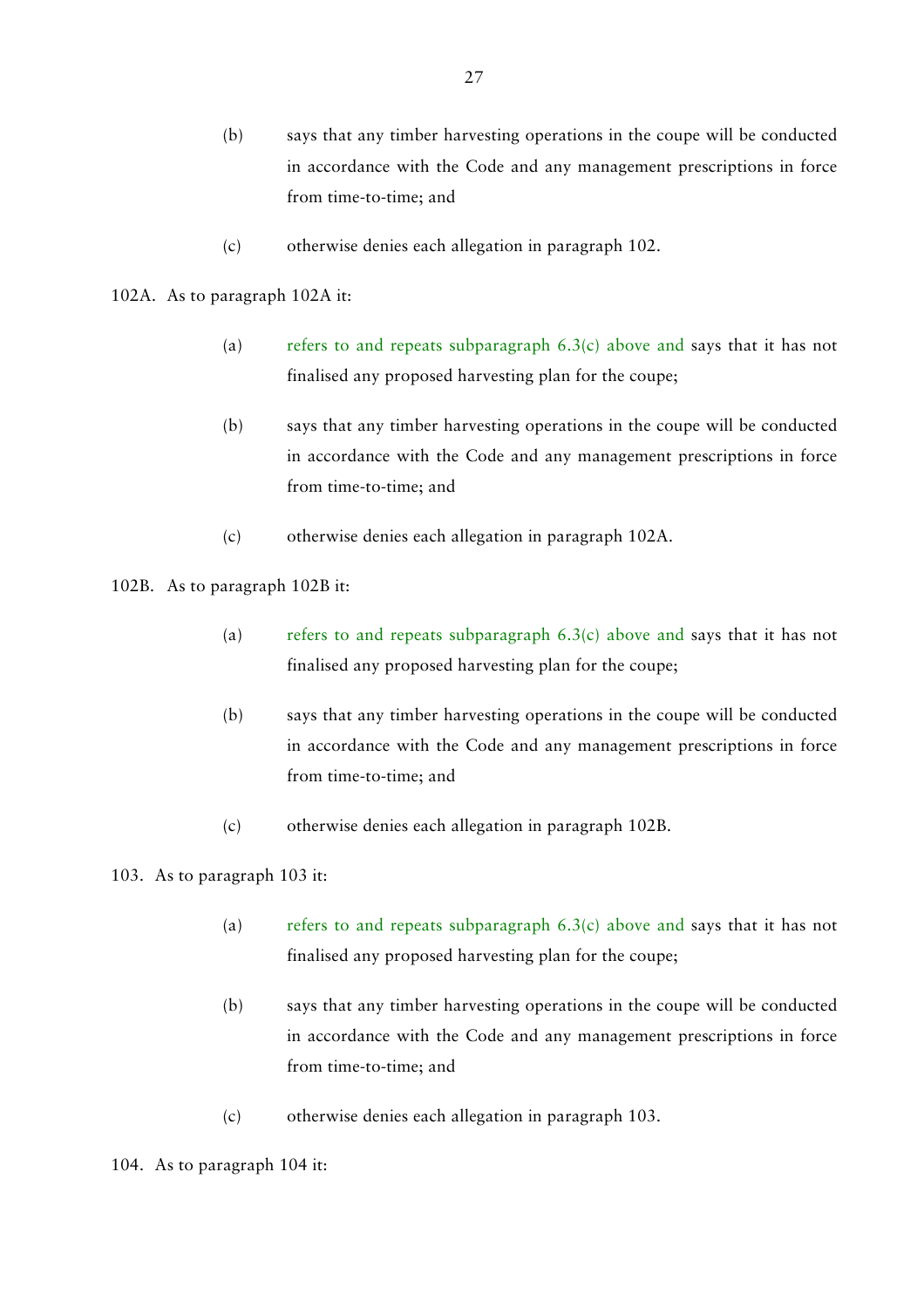(b) says that any timber harvesting operations in the coupe will be conducted in accordance with the Code and any management prescriptions in force from time-to-time; and

(c) otherwise denies each allegation in paragraph 102.

102A. As to paragraph 102A it:

(a) refers to and repeats subparagraph 6.3(c) above and says that it has not finalised any proposed harvesting plan for the coupe;

(b) says that any timber harvesting operations in the coupe will be conducted in accordance with the Code and any management prescriptions in force from time-to-time; and

(c) otherwise denies each allegation in paragraph 102A.

102B. As to paragraph 102B it:

(a) refers to and repeats subparagraph 6.3(c) above and says that it has not finalised any proposed harvesting plan for the coupe;

(b) says that any timber harvesting operations in the coupe will be conducted in accordance with the Code and any management prescriptions in force from time-to-time; and

(c) otherwise denies each allegation in paragraph 102B.

103. As to paragraph 103 it:

(a) refers to and repeats subparagraph 6.3(c) above and says that it has not finalised any proposed harvesting plan for the coupe;

(b) says that any timber harvesting operations in the coupe will be conducted in accordance with the Code and any management prescriptions in force from time-to-time; and

(c) otherwise denies each allegation in paragraph 103.

104. As to paragraph 104 it: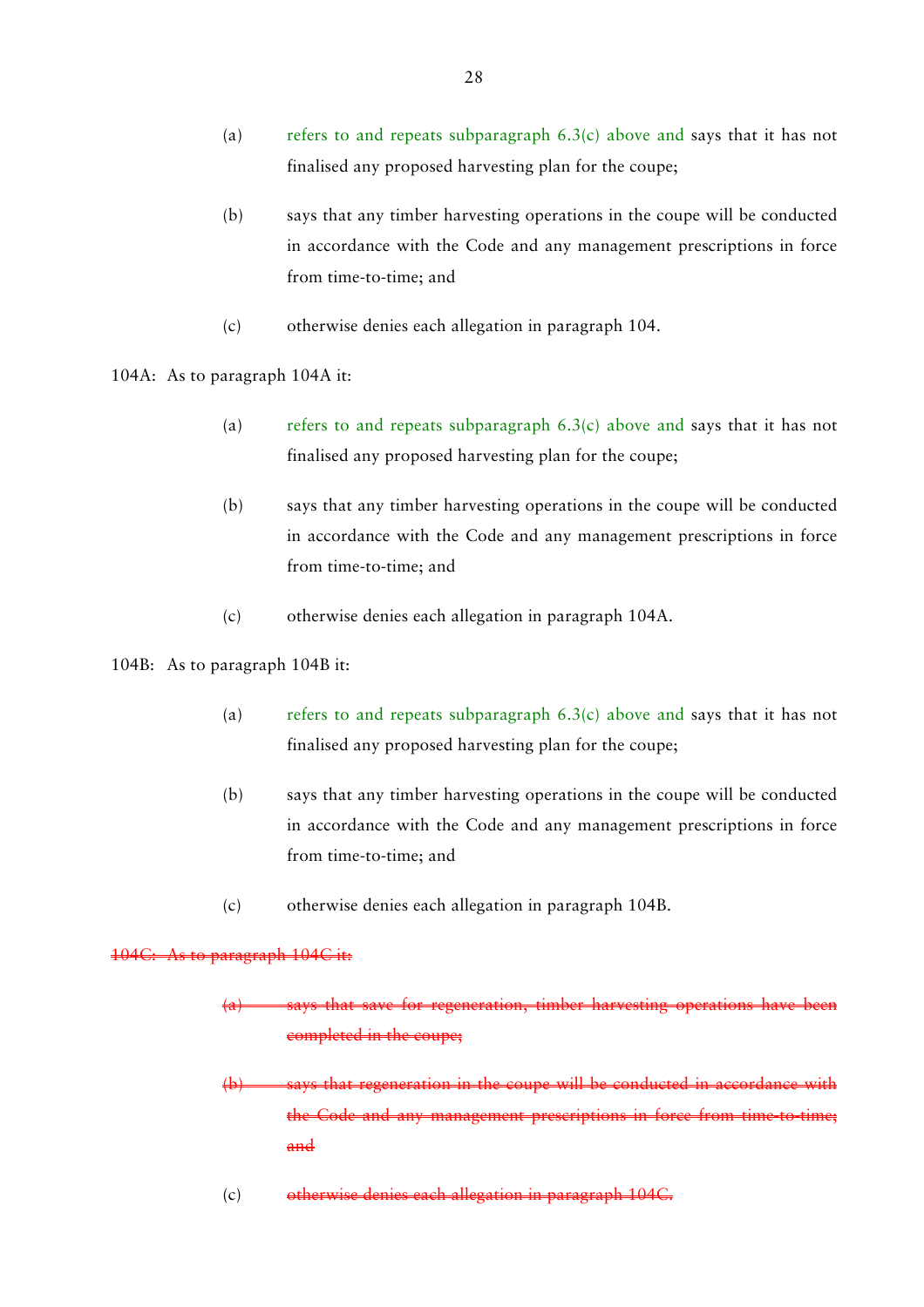(a) refers to and repeats subparagraph 6.3(c) above and says that it has not finalised any proposed harvesting plan for the coupe;

(b) says that any timber harvesting operations in the coupe will be conducted in accordance with the Code and any management prescriptions in force from time-to-time; and

(c) otherwise denies each allegation in paragraph 104.

104A: As to paragraph 104A it:

(a) refers to and repeats subparagraph 6.3(c) above and says that it has not finalised any proposed harvesting plan for the coupe;

(b) says that any timber harvesting operations in the coupe will be conducted in accordance with the Code and any management prescriptions in force from time-to-time; and

(c) otherwise denies each allegation in paragraph 104A.

104B: As to paragraph 104B it:

(a) refers to and repeats subparagraph 6.3(c) above and says that it has not finalised any proposed harvesting plan for the coupe;

(b) says that any timber harvesting operations in the coupe will be conducted in accordance with the Code and any management prescriptions in force from time-to-time; and

(c) otherwise denies each allegation in paragraph 104B.

~~104C: As to paragraph 104C it:~~

~~(a) says that save for regeneration, timber harvesting operations have been completed in the coupe;~~

~~(b) says that regeneration in the coupe will be conducted in accordance with the Code and any management prescriptions in force from time-to-time; and~~

(c) ~~otherwise denies each allegation in paragraph 104C.~~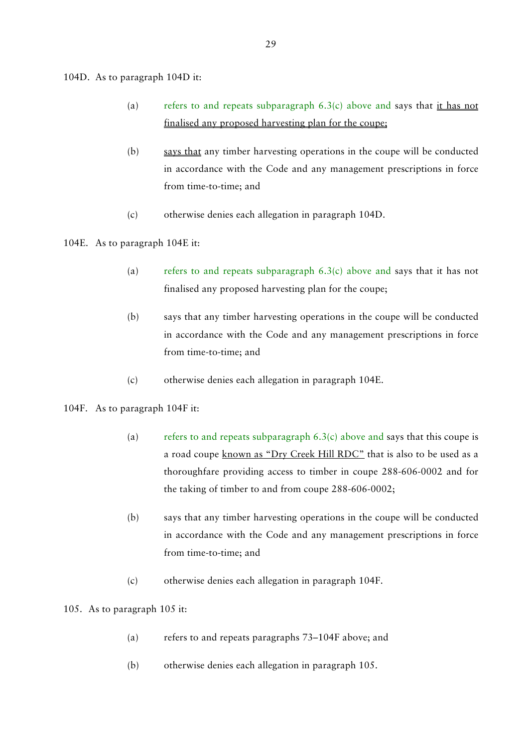104D. As to paragraph 104D it:

(a) refers to and repeats subparagraph 6.3(c) above and says that <u>it has not finalised any proposed harvesting plan for the coupe;</u>

(b) <u>says that</u> any timber harvesting operations in the coupe will be conducted in accordance with the Code and any management prescriptions in force from time-to-time; and

(c) otherwise denies each allegation in paragraph 104D.

104E. As to paragraph 104E it:

(a) refers to and repeats subparagraph 6.3(c) above and says that it has not finalised any proposed harvesting plan for the coupe;

(b) says that any timber harvesting operations in the coupe will be conducted in accordance with the Code and any management prescriptions in force from time-to-time; and

(c) otherwise denies each allegation in paragraph 104E.

104F. As to paragraph 104F it:

(a) refers to and repeats subparagraph 6.3(c) above and says that this coupe is a road coupe <u>known as "Dry Creek Hill RDC"</u> that is also to be used as a thoroughfare providing access to timber in coupe 288-606-0002 and for the taking of timber to and from coupe 288-606-0002;

(b) says that any timber harvesting operations in the coupe will be conducted in accordance with the Code and any management prescriptions in force from time-to-time; and

(c) otherwise denies each allegation in paragraph 104F.

105. As to paragraph 105 it:

(a) refers to and repeats paragraphs 73–104F above; and

(b) otherwise denies each allegation in paragraph 105.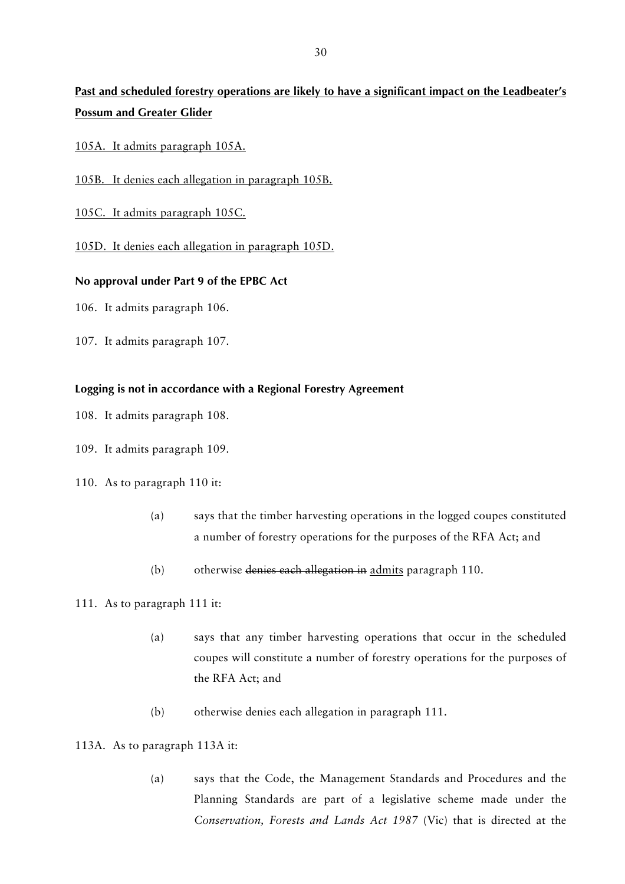**<u>Past and scheduled forestry operations are likely to have a significant impact on the Leadbeater's Possum and Greater Glider</u>**

<u>105A. It admits paragraph 105A.</u>

<u>105B. It denies each allegation in paragraph 105B.</u>

<u>105C. It admits paragraph 105C.</u>

<u>105D. It denies each allegation in paragraph 105D.</u>

**No approval under Part 9 of the EPBC Act**

106. It admits paragraph 106.

107. It admits paragraph 107.

**Logging is not in accordance with a Regional Forestry Agreement**

108. It admits paragraph 108.

109. It admits paragraph 109.

110. As to paragraph 110 it:

   (a) says that the timber harvesting operations in the logged coupes constituted a number of forestry operations for the purposes of the RFA Act; and

   (b) otherwise ~~denies each allegation in~~ <u>admits</u> paragraph 110.

111. As to paragraph 111 it:

   (a) says that any timber harvesting operations that occur in the scheduled coupes will constitute a number of forestry operations for the purposes of the RFA Act; and

   (b) otherwise denies each allegation in paragraph 111.

113A. As to paragraph 113A it:

   (a) says that the Code, the Management Standards and Procedures and the Planning Standards are part of a legislative scheme made under the *Conservation, Forests and Lands Act 1987* (Vic) that is directed at the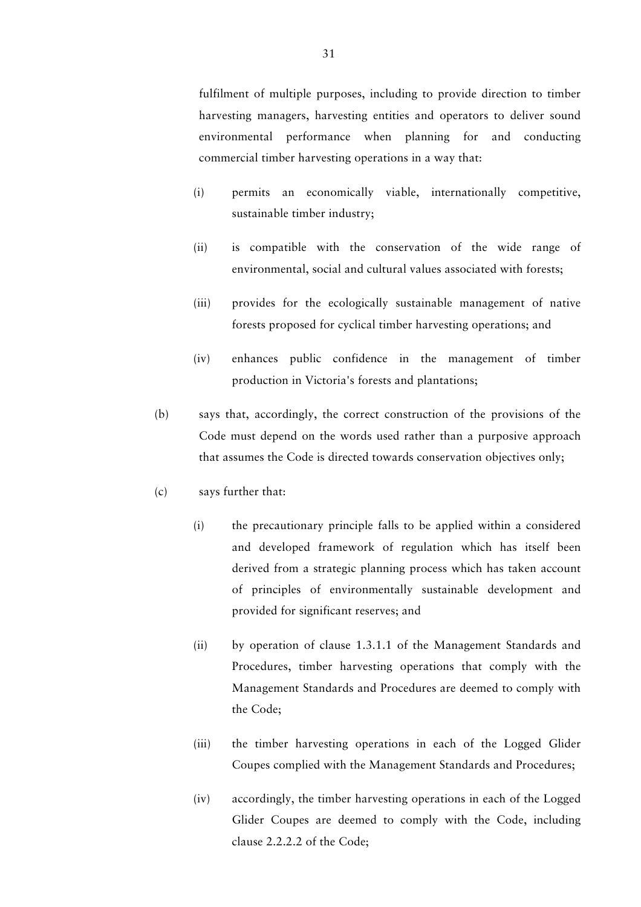fulfilment of multiple purposes, including to provide direction to timber harvesting managers, harvesting entities and operators to deliver sound environmental performance when planning for and conducting commercial timber harvesting operations in a way that:

(i) permits an economically viable, internationally competitive, sustainable timber industry;

(ii) is compatible with the conservation of the wide range of environmental, social and cultural values associated with forests;

(iii) provides for the ecologically sustainable management of native forests proposed for cyclical timber harvesting operations; and

(iv) enhances public confidence in the management of timber production in Victoria's forests and plantations;

(b) says that, accordingly, the correct construction of the provisions of the Code must depend on the words used rather than a purposive approach that assumes the Code is directed towards conservation objectives only;

(c) says further that:

(i) the precautionary principle falls to be applied within a considered and developed framework of regulation which has itself been derived from a strategic planning process which has taken account of principles of environmentally sustainable development and provided for significant reserves; and

(ii) by operation of clause 1.3.1.1 of the Management Standards and Procedures, timber harvesting operations that comply with the Management Standards and Procedures are deemed to comply with the Code;

(iii) the timber harvesting operations in each of the Logged Glider Coupes complied with the Management Standards and Procedures;

(iv) accordingly, the timber harvesting operations in each of the Logged Glider Coupes are deemed to comply with the Code, including clause 2.2.2.2 of the Code;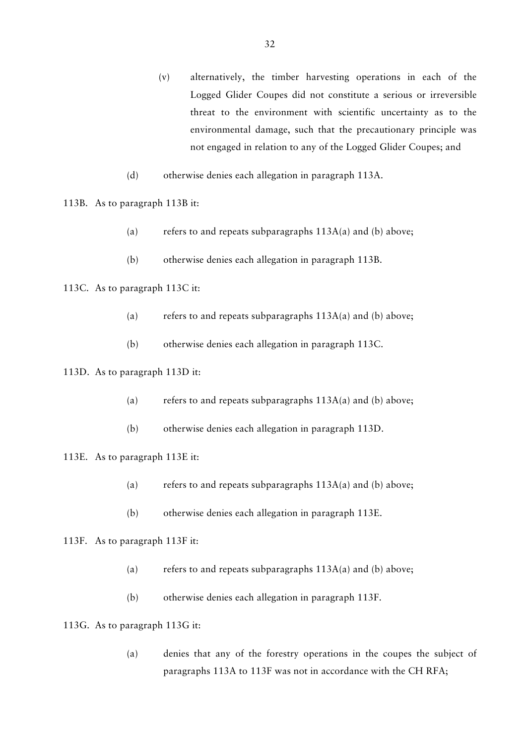(v) alternatively, the timber harvesting operations in each of the Logged Glider Coupes did not constitute a serious or irreversible threat to the environment with scientific uncertainty as to the environmental damage, such that the precautionary principle was not engaged in relation to any of the Logged Glider Coupes; and

(d) otherwise denies each allegation in paragraph 113A.

113B. As to paragraph 113B it:

(a) refers to and repeats subparagraphs 113A(a) and (b) above;

(b) otherwise denies each allegation in paragraph 113B.

113C. As to paragraph 113C it:

(a) refers to and repeats subparagraphs 113A(a) and (b) above;

(b) otherwise denies each allegation in paragraph 113C.

113D. As to paragraph 113D it:

(a) refers to and repeats subparagraphs 113A(a) and (b) above;

(b) otherwise denies each allegation in paragraph 113D.

113E. As to paragraph 113E it:

(a) refers to and repeats subparagraphs 113A(a) and (b) above;

(b) otherwise denies each allegation in paragraph 113E.

113F. As to paragraph 113F it:

(a) refers to and repeats subparagraphs 113A(a) and (b) above;

(b) otherwise denies each allegation in paragraph 113F.

113G. As to paragraph 113G it:

(a) denies that any of the forestry operations in the coupes the subject of paragraphs 113A to 113F was not in accordance with the CH RFA;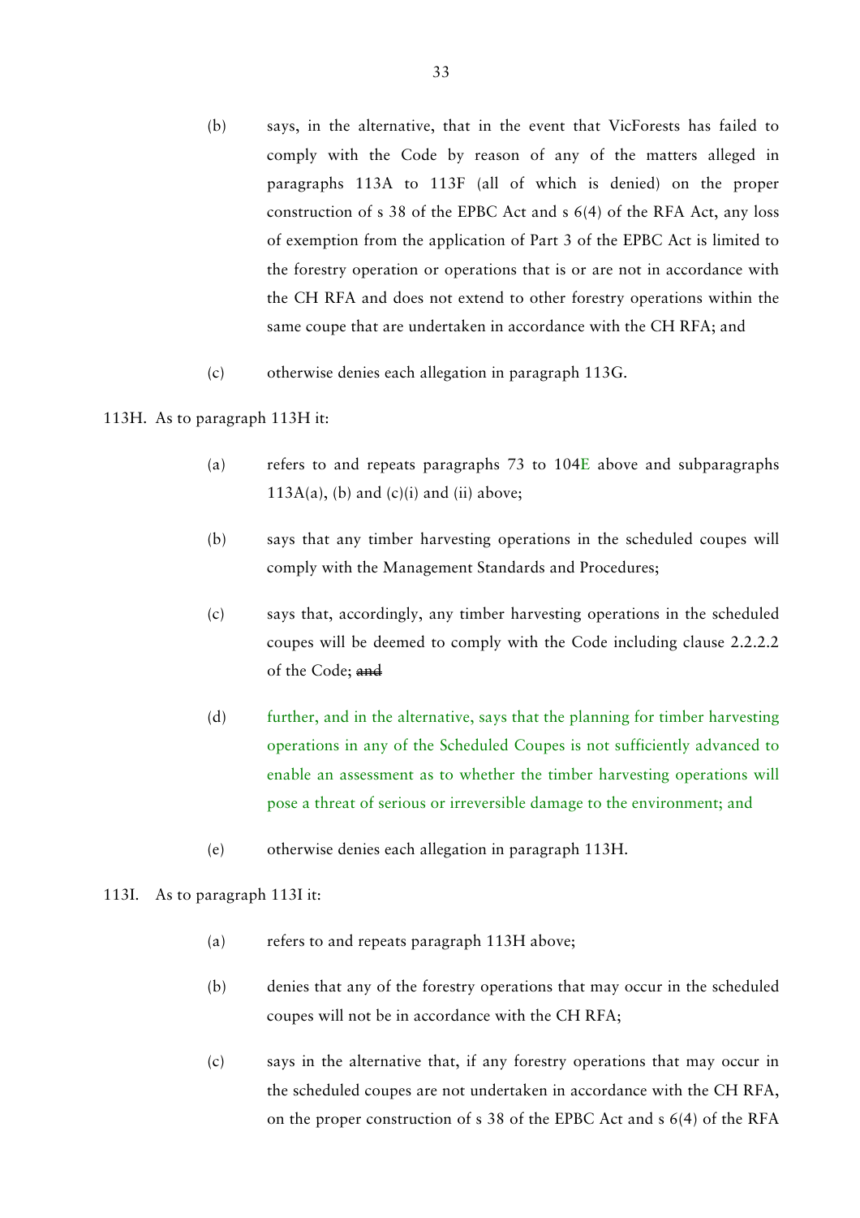(b) says, in the alternative, that in the event that VicForests has failed to comply with the Code by reason of any of the matters alleged in paragraphs 113A to 113F (all of which is denied) on the proper construction of s 38 of the EPBC Act and s 6(4) of the RFA Act, any loss of exemption from the application of Part 3 of the EPBC Act is limited to the forestry operation or operations that is or are not in accordance with the CH RFA and does not extend to other forestry operations within the same coupe that are undertaken in accordance with the CH RFA; and

(c) otherwise denies each allegation in paragraph 113G.

113H. As to paragraph 113H it:

(a) refers to and repeats paragraphs 73 to 104E above and subparagraphs 113A(a), (b) and (c)(i) and (ii) above;

(b) says that any timber harvesting operations in the scheduled coupes will comply with the Management Standards and Procedures;

(c) says that, accordingly, any timber harvesting operations in the scheduled coupes will be deemed to comply with the Code including clause 2.2.2.2 of the Code; ~~and~~

(d) further, and in the alternative, says that the planning for timber harvesting operations in any of the Scheduled Coupes is not sufficiently advanced to enable an assessment as to whether the timber harvesting operations will pose a threat of serious or irreversible damage to the environment; and

(e) otherwise denies each allegation in paragraph 113H.

113I. As to paragraph 113I it:

(a) refers to and repeats paragraph 113H above;

(b) denies that any of the forestry operations that may occur in the scheduled coupes will not be in accordance with the CH RFA;

(c) says in the alternative that, if any forestry operations that may occur in the scheduled coupes are not undertaken in accordance with the CH RFA, on the proper construction of s 38 of the EPBC Act and s 6(4) of the RFA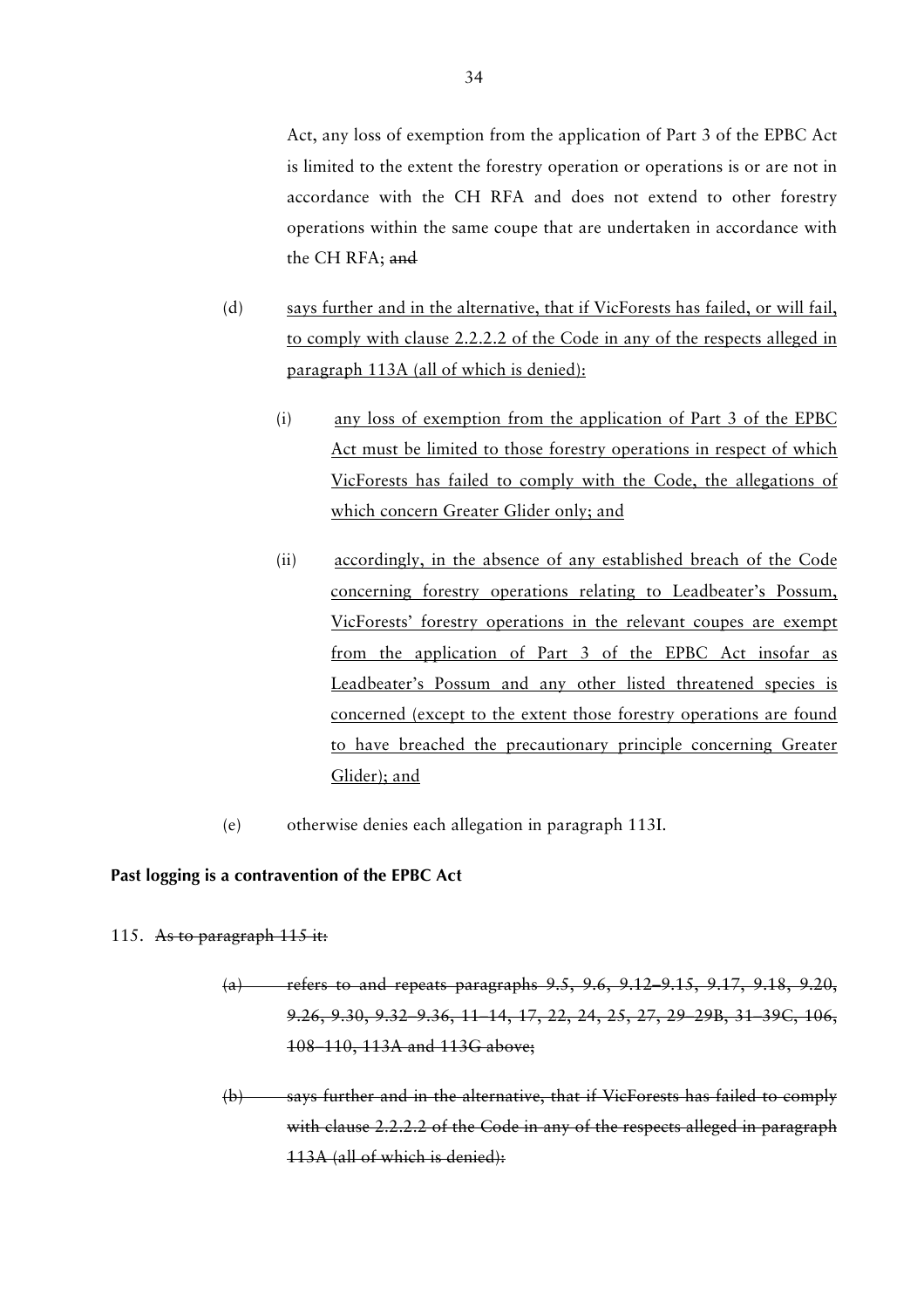Act, any loss of exemption from the application of Part 3 of the EPBC Act is limited to the extent the forestry operation or operations is or are not in accordance with the CH RFA and does not extend to other forestry operations within the same coupe that are undertaken in accordance with the CH RFA; ~~and~~

(d) <u>says further and in the alternative, that if VicForests has failed, or will fail, to comply with clause 2.2.2.2 of the Code in any of the respects alleged in paragraph 113A (all of which is denied):</u>

(i) <u>any loss of exemption from the application of Part 3 of the EPBC Act must be limited to those forestry operations in respect of which VicForests has failed to comply with the Code, the allegations of which concern Greater Glider only; and</u>

(ii) <u>accordingly, in the absence of any established breach of the Code concerning forestry operations relating to Leadbeater's Possum, VicForests' forestry operations in the relevant coupes are exempt from the application of Part 3 of the EPBC Act insofar as Leadbeater's Possum and any other listed threatened species is concerned (except to the extent those forestry operations are found to have breached the precautionary principle concerning Greater Glider); and</u>

(e) otherwise denies each allegation in paragraph 113I.

**Past logging is a contravention of the EPBC Act**

115. ~~As to paragraph 115 it:~~

~~(a) refers to and repeats paragraphs 9.5, 9.6, 9.12–9.15, 9.17, 9.18, 9.20, 9.26, 9.30, 9.32–9.36, 11–14, 17, 22, 24, 25, 27, 29–29B, 31–39C, 106, 108–110, 113A and 113G above;~~

~~(b) says further and in the alternative, that if VicForests has failed to comply with clause 2.2.2.2 of the Code in any of the respects alleged in paragraph 113A (all of which is denied):~~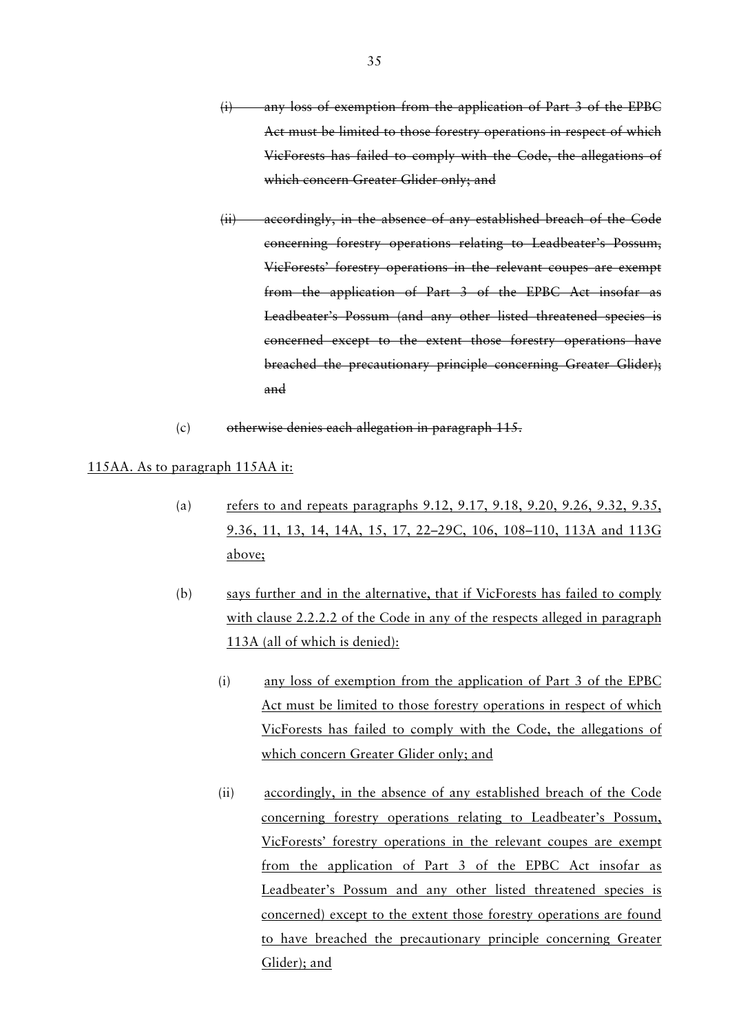- ~~(i) any loss of exemption from the application of Part 3 of the EPBC Act must be limited to those forestry operations in respect of which VicForests has failed to comply with the Code, the allegations of which concern Greater Glider only; and~~

- ~~(ii) accordingly, in the absence of any established breach of the Code concerning forestry operations relating to Leadbeater's Possum, VicForests' forestry operations in the relevant coupes are exempt from the application of Part 3 of the EPBC Act insofar as Leadbeater's Possum (and any other listed threatened species is concerned except to the extent those forestry operations have breached the precautionary principle concerning Greater Glider); and~~

(c) ~~otherwise denies each allegation in paragraph 115.~~

<u>115AA. As to paragraph 115AA it:</u>

(a) <u>refers to and repeats paragraphs 9.12, 9.17, 9.18, 9.20, 9.26, 9.32, 9.35, 9.36, 11, 13, 14, 14A, 15, 17, 22–29C, 106, 108–110, 113A and 113G above;</u>

(b) <u>says further and in the alternative, that if VicForests has failed to comply with clause 2.2.2.2 of the Code in any of the respects alleged in paragraph 113A (all of which is denied):</u>

- (i) <u>any loss of exemption from the application of Part 3 of the EPBC Act must be limited to those forestry operations in respect of which VicForests has failed to comply with the Code, the allegations of which concern Greater Glider only; and</u>

- (ii) <u>accordingly, in the absence of any established breach of the Code concerning forestry operations relating to Leadbeater's Possum, VicForests' forestry operations in the relevant coupes are exempt from the application of Part 3 of the EPBC Act insofar as Leadbeater's Possum and any other listed threatened species is concerned) except to the extent those forestry operations are found to have breached the precautionary principle concerning Greater Glider); and</u>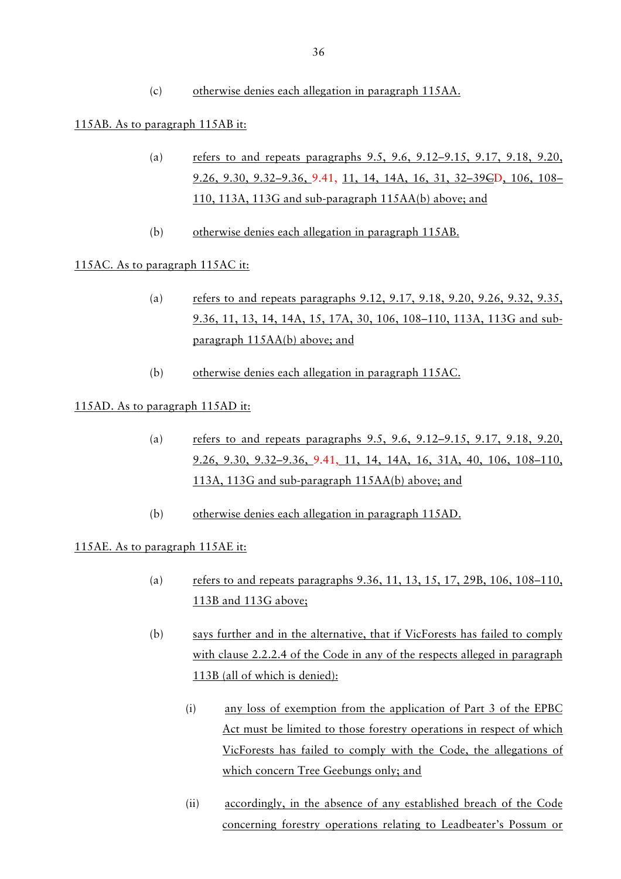(c) otherwise denies each allegation in paragraph 115AA.

115AB. As to paragraph 115AB it:

(a) refers to and repeats paragraphs 9.5, 9.6, 9.12–9.15, 9.17, 9.18, 9.20, 9.26, 9.30, 9.32–9.36, 9.41, 11, 14, 14A, 16, 31, 32–39~~C~~D, 106, 108–110, 113A, 113G and sub-paragraph 115AA(b) above; and

(b) otherwise denies each allegation in paragraph 115AB.

115AC. As to paragraph 115AC it:

(a) refers to and repeats paragraphs 9.12, 9.17, 9.18, 9.20, 9.26, 9.32, 9.35, 9.36, 11, 13, 14, 14A, 15, 17A, 30, 106, 108–110, 113A, 113G and sub-paragraph 115AA(b) above; and

(b) otherwise denies each allegation in paragraph 115AC.

115AD. As to paragraph 115AD it:

(a) refers to and repeats paragraphs 9.5, 9.6, 9.12–9.15, 9.17, 9.18, 9.20, 9.26, 9.30, 9.32–9.36, 9.41, 11, 14, 14A, 16, 31A, 40, 106, 108–110, 113A, 113G and sub-paragraph 115AA(b) above; and

(b) otherwise denies each allegation in paragraph 115AD.

115AE. As to paragraph 115AE it:

(a) refers to and repeats paragraphs 9.36, 11, 13, 15, 17, 29B, 106, 108–110, 113B and 113G above;

(b) says further and in the alternative, that if VicForests has failed to comply with clause 2.2.2.4 of the Code in any of the respects alleged in paragraph 113B (all of which is denied):

  (i) any loss of exemption from the application of Part 3 of the EPBC Act must be limited to those forestry operations in respect of which VicForests has failed to comply with the Code, the allegations of which concern Tree Geebungs only; and

  (ii) accordingly, in the absence of any established breach of the Code concerning forestry operations relating to Leadbeater's Possum or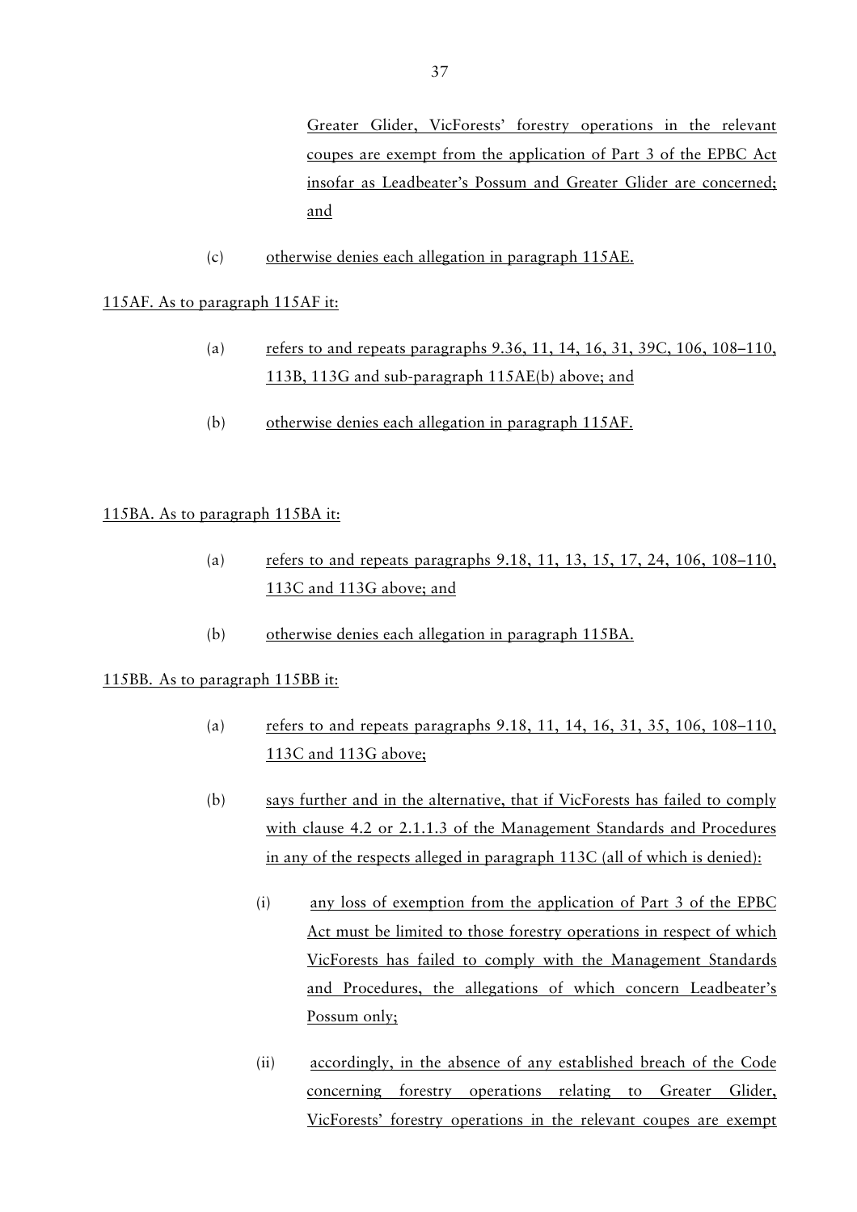Greater Glider, VicForests' forestry operations in the relevant coupes are exempt from the application of Part 3 of the EPBC Act insofar as Leadbeater's Possum and Greater Glider are concerned; and

(c) otherwise denies each allegation in paragraph 115AE.

115AF. As to paragraph 115AF it:

(a) refers to and repeats paragraphs 9.36, 11, 14, 16, 31, 39C, 106, 108–110, 113B, 113G and sub-paragraph 115AE(b) above; and

(b) otherwise denies each allegation in paragraph 115AF.

115BA. As to paragraph 115BA it:

(a) refers to and repeats paragraphs 9.18, 11, 13, 15, 17, 24, 106, 108–110, 113C and 113G above; and

(b) otherwise denies each allegation in paragraph 115BA.

115BB. As to paragraph 115BB it:

(a) refers to and repeats paragraphs 9.18, 11, 14, 16, 31, 35, 106, 108–110, 113C and 113G above;

(b) says further and in the alternative, that if VicForests has failed to comply with clause 4.2 or 2.1.1.3 of the Management Standards and Procedures in any of the respects alleged in paragraph 113C (all of which is denied):

   (i) any loss of exemption from the application of Part 3 of the EPBC Act must be limited to those forestry operations in respect of which VicForests has failed to comply with the Management Standards and Procedures, the allegations of which concern Leadbeater's Possum only;

   (ii) accordingly, in the absence of any established breach of the Code concerning forestry operations relating to Greater Glider, VicForests' forestry operations in the relevant coupes are exempt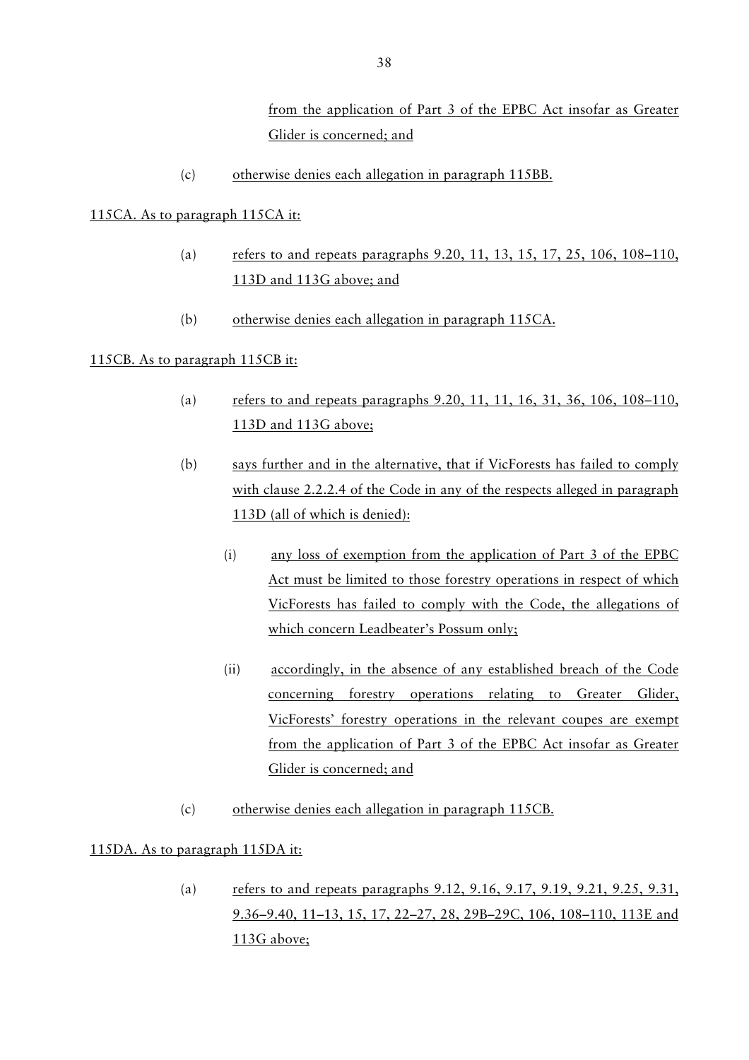from the application of Part 3 of the EPBC Act insofar as Greater Glider is concerned; and

(c) otherwise denies each allegation in paragraph 115BB.

115CA. As to paragraph 115CA it:

(a) refers to and repeats paragraphs 9.20, 11, 13, 15, 17, 25, 106, 108–110, 113D and 113G above; and

(b) otherwise denies each allegation in paragraph 115CA.

115CB. As to paragraph 115CB it:

(a) refers to and repeats paragraphs 9.20, 11, 11, 16, 31, 36, 106, 108–110, 113D and 113G above;

(b) says further and in the alternative, that if VicForests has failed to comply with clause 2.2.2.4 of the Code in any of the respects alleged in paragraph 113D (all of which is denied):

   (i) any loss of exemption from the application of Part 3 of the EPBC Act must be limited to those forestry operations in respect of which VicForests has failed to comply with the Code, the allegations of which concern Leadbeater's Possum only;

   (ii) accordingly, in the absence of any established breach of the Code concerning forestry operations relating to Greater Glider, VicForests' forestry operations in the relevant coupes are exempt from the application of Part 3 of the EPBC Act insofar as Greater Glider is concerned; and

(c) otherwise denies each allegation in paragraph 115CB.

115DA. As to paragraph 115DA it:

(a) refers to and repeats paragraphs 9.12, 9.16, 9.17, 9.19, 9.21, 9.25, 9.31, 9.36–9.40, 11–13, 15, 17, 22–27, 28, 29B–29C, 106, 108–110, 113E and 113G above;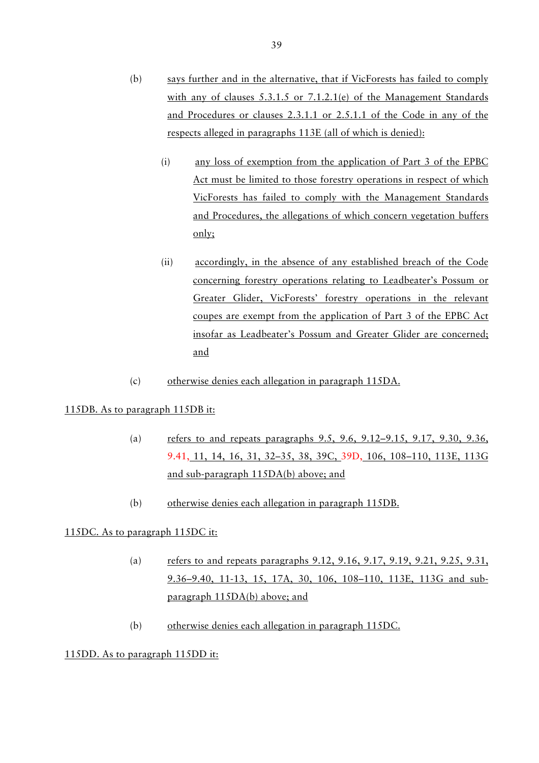(b) says further and in the alternative, that if VicForests has failed to comply with any of clauses 5.3.1.5 or 7.1.2.1(e) of the Management Standards and Procedures or clauses 2.3.1.1 or 2.5.1.1 of the Code in any of the respects alleged in paragraphs 113E (all of which is denied):

   (i) any loss of exemption from the application of Part 3 of the EPBC Act must be limited to those forestry operations in respect of which VicForests has failed to comply with the Management Standards and Procedures, the allegations of which concern vegetation buffers only;

   (ii) accordingly, in the absence of any established breach of the Code concerning forestry operations relating to Leadbeater's Possum or Greater Glider, VicForests' forestry operations in the relevant coupes are exempt from the application of Part 3 of the EPBC Act insofar as Leadbeater's Possum and Greater Glider are concerned; and

(c) otherwise denies each allegation in paragraph 115DA.

115DB. As to paragraph 115DB it:

(a) refers to and repeats paragraphs 9.5, 9.6, 9.12–9.15, 9.17, 9.30, 9.36, 9.41, 11, 14, 16, 31, 32–35, 38, 39C, 39D, 106, 108–110, 113E, 113G and sub-paragraph 115DA(b) above; and

(b) otherwise denies each allegation in paragraph 115DB.

115DC. As to paragraph 115DC it:

(a) refers to and repeats paragraphs 9.12, 9.16, 9.17, 9.19, 9.21, 9.25, 9.31, 9.36–9.40, 11-13, 15, 17A, 30, 106, 108–110, 113E, 113G and sub-paragraph 115DA(b) above; and

(b) otherwise denies each allegation in paragraph 115DC.

115DD. As to paragraph 115DD it: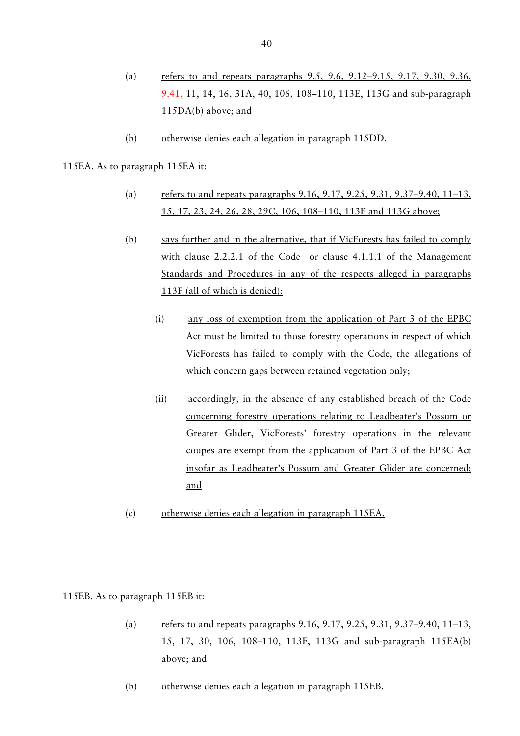(a) refers to and repeats paragraphs 9.5, 9.6, 9.12–9.15, 9.17, 9.30, 9.36, 9.41, 11, 14, 16, 31A, 40, 106, 108–110, 113E, 113G and sub-paragraph 115DA(b) above; and

(b) otherwise denies each allegation in paragraph 115DD.

115EA. As to paragraph 115EA it:

(a) refers to and repeats paragraphs 9.16, 9.17, 9.25, 9.31, 9.37–9.40, 11–13, 15, 17, 23, 24, 26, 28, 29C, 106, 108–110, 113F and 113G above;

(b) says further and in the alternative, that if VicForests has failed to comply with clause 2.2.2.1 of the Code or clause 4.1.1.1 of the Management Standards and Procedures in any of the respects alleged in paragraphs 113F (all of which is denied):

   (i) any loss of exemption from the application of Part 3 of the EPBC Act must be limited to those forestry operations in respect of which VicForests has failed to comply with the Code, the allegations of which concern gaps between retained vegetation only;

   (ii) accordingly, in the absence of any established breach of the Code concerning forestry operations relating to Leadbeater's Possum or Greater Glider, VicForests' forestry operations in the relevant coupes are exempt from the application of Part 3 of the EPBC Act insofar as Leadbeater's Possum and Greater Glider are concerned; and

(c) otherwise denies each allegation in paragraph 115EA.

115EB. As to paragraph 115EB it:

(a) refers to and repeats paragraphs 9.16, 9.17, 9.25, 9.31, 9.37–9.40, 11–13, 15, 17, 30, 106, 108–110, 113F, 113G and sub-paragraph 115EA(b) above; and

(b) otherwise denies each allegation in paragraph 115EB.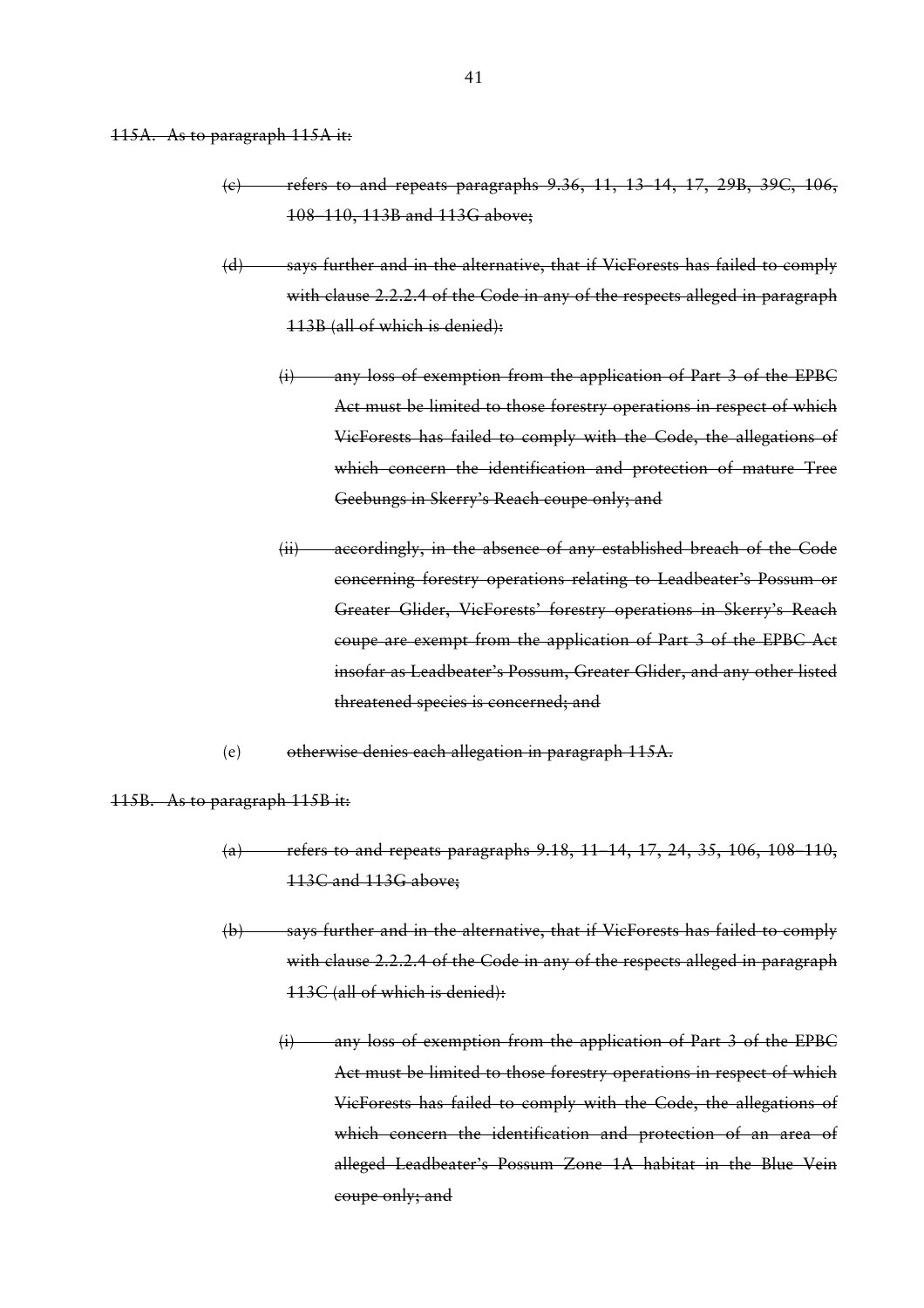~~115A. As to paragraph 115A it:~~

~~(c) refers to and repeats paragraphs 9.36, 11, 13–14, 17, 29B, 39C, 106, 108–110, 113B and 113G above;~~

~~(d) says further and in the alternative, that if VicForests has failed to comply with clause 2.2.2.4 of the Code in any of the respects alleged in paragraph 113B (all of which is denied):~~

~~(i) any loss of exemption from the application of Part 3 of the EPBC Act must be limited to those forestry operations in respect of which VicForests has failed to comply with the Code, the allegations of which concern the identification and protection of mature Tree Geebungs in Skerry's Reach coupe only; and~~

~~(ii) accordingly, in the absence of any established breach of the Code concerning forestry operations relating to Leadbeater's Possum or Greater Glider, VicForests' forestry operations in Skerry's Reach coupe are exempt from the application of Part 3 of the EPBC Act insofar as Leadbeater's Possum, Greater Glider, and any other listed threatened species is concerned; and~~

(e) ~~otherwise denies each allegation in paragraph 115A.~~

~~115B. As to paragraph 115B it:~~

~~(a) refers to and repeats paragraphs 9.18, 11–14, 17, 24, 35, 106, 108–110, 113C and 113G above;~~

~~(b) says further and in the alternative, that if VicForests has failed to comply with clause 2.2.2.4 of the Code in any of the respects alleged in paragraph 113C (all of which is denied):~~

~~(i) any loss of exemption from the application of Part 3 of the EPBC Act must be limited to those forestry operations in respect of which VicForests has failed to comply with the Code, the allegations of which concern the identification and protection of an area of alleged Leadbeater's Possum Zone 1A habitat in the Blue Vein coupe only; and~~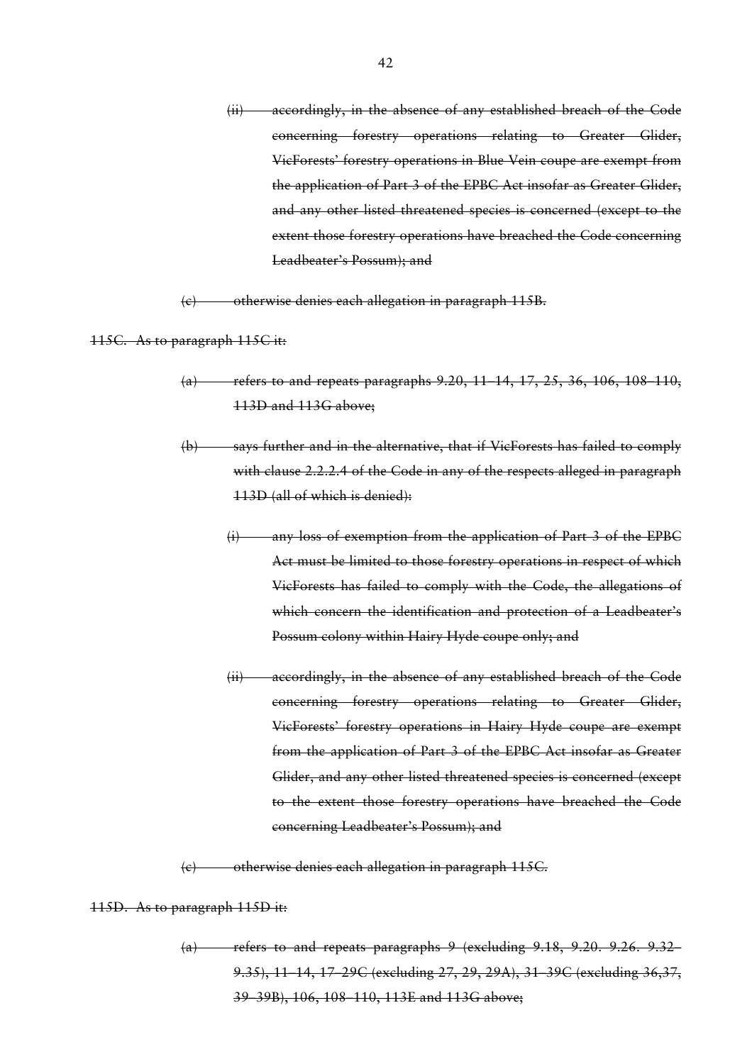~~(ii) accordingly, in the absence of any established breach of the Code concerning forestry operations relating to Greater Glider, VicForests' forestry operations in Blue Vein coupe are exempt from the application of Part 3 of the EPBC Act insofar as Greater Glider, and any other listed threatened species is concerned (except to the extent those forestry operations have breached the Code concerning Leadbeater's Possum); and~~

~~(c) otherwise denies each allegation in paragraph 115B.~~

~~115C. As to paragraph 115C it:~~

~~(a) refers to and repeats paragraphs 9.20, 11–14, 17, 25, 36, 106, 108–110, 113D and 113G above;~~

~~(b) says further and in the alternative, that if VicForests has failed to comply with clause 2.2.2.4 of the Code in any of the respects alleged in paragraph 113D (all of which is denied):~~

~~(i) any loss of exemption from the application of Part 3 of the EPBC Act must be limited to those forestry operations in respect of which VicForests has failed to comply with the Code, the allegations of which concern the identification and protection of a Leadbeater's Possum colony within Hairy Hyde coupe only; and~~

~~(ii) accordingly, in the absence of any established breach of the Code concerning forestry operations relating to Greater Glider, VicForests' forestry operations in Hairy Hyde coupe are exempt from the application of Part 3 of the EPBC Act insofar as Greater Glider, and any other listed threatened species is concerned (except to the extent those forestry operations have breached the Code concerning Leadbeater's Possum); and~~

~~(c) otherwise denies each allegation in paragraph 115C.~~

~~115D. As to paragraph 115D it:~~

~~(a) refers to and repeats paragraphs 9 (excluding 9.18, 9.20. 9.26. 9.32–9.35), 11–14, 17–29C (excluding 27, 29, 29A), 31–39C (excluding 36,37, 39–39B), 106, 108–110, 113E and 113G above;~~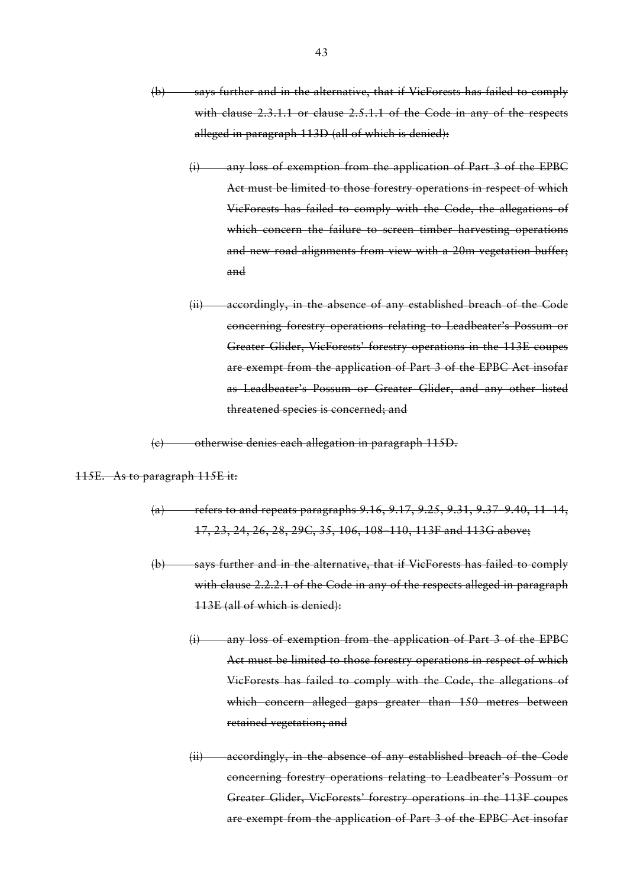~~(b) says further and in the alternative, that if VicForests has failed to comply with clause 2.3.1.1 or clause 2.5.1.1 of the Code in any of the respects alleged in paragraph 113D (all of which is denied):~~

~~(i) any loss of exemption from the application of Part 3 of the EPBC Act must be limited to those forestry operations in respect of which VicForests has failed to comply with the Code, the allegations of which concern the failure to screen timber harvesting operations and new road alignments from view with a 20m vegetation buffer; and~~

~~(ii) accordingly, in the absence of any established breach of the Code concerning forestry operations relating to Leadbeater's Possum or Greater Glider, VicForests' forestry operations in the 113E coupes are exempt from the application of Part 3 of the EPBC Act insofar as Leadbeater's Possum or Greater Glider, and any other listed threatened species is concerned; and~~

~~(c) otherwise denies each allegation in paragraph 115D.~~

~~115E. As to paragraph 115E it:~~

~~(a) refers to and repeats paragraphs 9.16, 9.17, 9.25, 9.31, 9.37–9.40, 11–14, 17, 23, 24, 26, 28, 29C, 35, 106, 108–110, 113F and 113G above;~~

~~(b) says further and in the alternative, that if VicForests has failed to comply with clause 2.2.2.1 of the Code in any of the respects alleged in paragraph 113E (all of which is denied):~~

~~(i) any loss of exemption from the application of Part 3 of the EPBC Act must be limited to those forestry operations in respect of which VicForests has failed to comply with the Code, the allegations of which concern alleged gaps greater than 150 metres between retained vegetation; and~~

~~(ii) accordingly, in the absence of any established breach of the Code concerning forestry operations relating to Leadbeater's Possum or Greater Glider, VicForests' forestry operations in the 113F coupes are exempt from the application of Part 3 of the EPBC Act insofar~~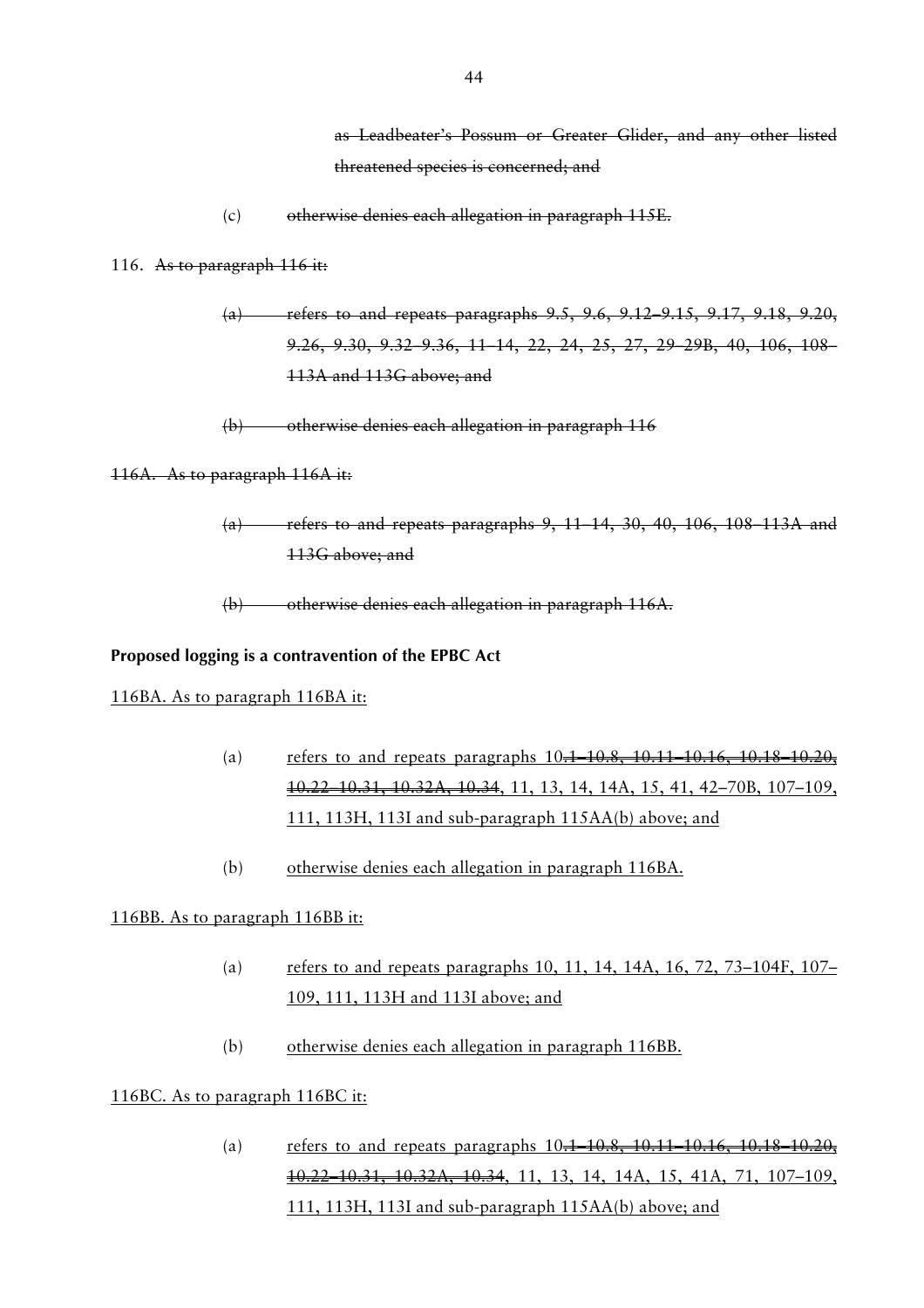~~as Leadbeater's Possum or Greater Glider, and any other listed threatened species is concerned; and~~

(c) ~~otherwise denies each allegation in paragraph 115E.~~

116. ~~As to paragraph 116 it:~~

~~(a) refers to and repeats paragraphs 9.5, 9.6, 9.12–9.15, 9.17, 9.18, 9.20, 9.26, 9.30, 9.32–9.36, 11–14, 22, 24, 25, 27, 29–29B, 40, 106, 108–113A and 113G above; and~~

~~(b) otherwise denies each allegation in paragraph 116~~

~~116A. As to paragraph 116A it:~~

~~(a) refers to and repeats paragraphs 9, 11–14, 30, 40, 106, 108–113A and 113G above; and~~

~~(b) otherwise denies each allegation in paragraph 116A.~~

**Proposed logging is a contravention of the EPBC Act**

<u>116BA. As to paragraph 116BA it:</u>

(a) <u>refers to and repeats paragraphs 10</u>~~.1–10.8, 10.11–10.16, 10.18–10.20, 10.22–10.31, 10.32A, 10.34~~<u>, 11, 13, 14, 14A, 15, 41, 42–70B, 107–109, 111, 113H, 113I and sub-paragraph 115AA(b) above; and</u>

(b) <u>otherwise denies each allegation in paragraph 116BA.</u>

<u>116BB. As to paragraph 116BB it:</u>

(a) <u>refers to and repeats paragraphs 10, 11, 14, 14A, 16, 72, 73–104F, 107–109, 111, 113H and 113I above; and</u>

(b) <u>otherwise denies each allegation in paragraph 116BB.</u>

<u>116BC. As to paragraph 116BC it:</u>

(a) <u>refers to and repeats paragraphs 10</u>~~.1–10.8, 10.11–10.16, 10.18–10.20, 10.22–10.31, 10.32A, 10.34~~<u>, 11, 13, 14, 14A, 15, 41A, 71, 107–109, 111, 113H, 113I and sub-paragraph 115AA(b) above; and</u>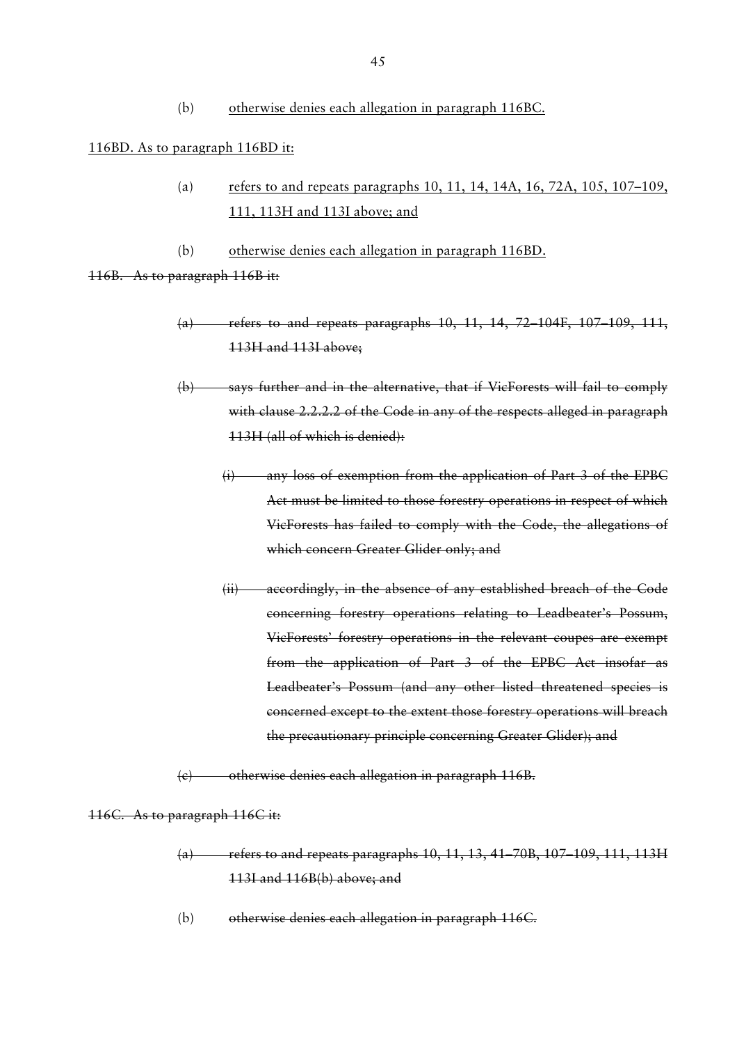(b) <u>otherwise denies each allegation in paragraph 116BC.</u>

<u>116BD. As to paragraph 116BD it:</u>

(a) <u>refers to and repeats paragraphs 10, 11, 14, 14A, 16, 72A, 105, 107–109, 111, 113H and 113I above; and</u>

(b) <u>otherwise denies each allegation in paragraph 116BD.</u>

~~116B. As to paragraph 116B it:~~

~~(a) refers to and repeats paragraphs 10, 11, 14, 72–104F, 107–109, 111, 113H and 113I above;~~

~~(b) says further and in the alternative, that if VicForests will fail to comply with clause 2.2.2.2 of the Code in any of the respects alleged in paragraph 113H (all of which is denied):~~

~~(i) any loss of exemption from the application of Part 3 of the EPBC Act must be limited to those forestry operations in respect of which VicForests has failed to comply with the Code, the allegations of which concern Greater Glider only; and~~

~~(ii) accordingly, in the absence of any established breach of the Code concerning forestry operations relating to Leadbeater's Possum, VicForests' forestry operations in the relevant coupes are exempt from the application of Part 3 of the EPBC Act insofar as Leadbeater's Possum (and any other listed threatened species is concerned except to the extent those forestry operations will breach the precautionary principle concerning Greater Glider); and~~

~~(c) otherwise denies each allegation in paragraph 116B.~~

~~116C. As to paragraph 116C it:~~

~~(a) refers to and repeats paragraphs 10, 11, 13, 41–70B, 107–109, 111, 113H 113I and 116B(b) above; and~~

(b) ~~otherwise denies each allegation in paragraph 116C.~~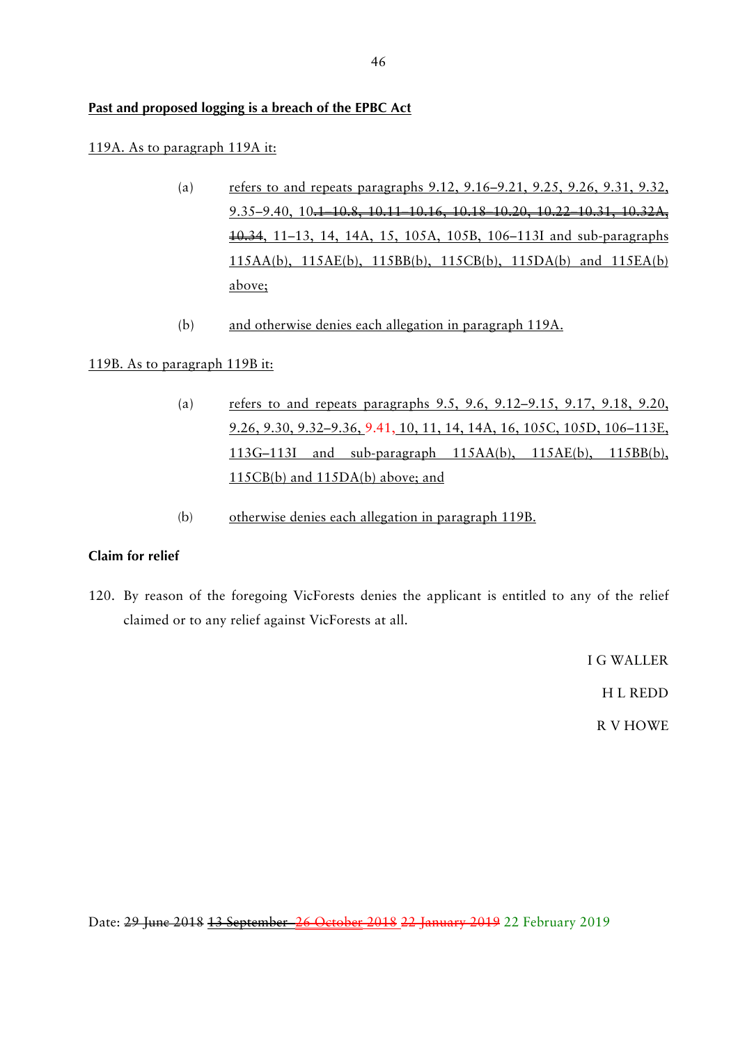**Past and proposed logging is a breach of the EPBC Act**

119A. As to paragraph 119A it:

(a) refers to and repeats paragraphs 9.12, 9.16–9.21, 9.25, 9.26, 9.31, 9.32, 9.35–9.40, 10~~.1–10.8, 10.11–10.16, 10.18–10.20, 10.22–10.31, 10.32A, 10.34~~, 11–13, 14, 14A, 15, 105A, 105B, 106–113I and sub-paragraphs 115AA(b), 115AE(b), 115BB(b), 115CB(b), 115DA(b) and 115EA(b) above;

(b) and otherwise denies each allegation in paragraph 119A.

119B. As to paragraph 119B it:

(a) refers to and repeats paragraphs 9.5, 9.6, 9.12–9.15, 9.17, 9.18, 9.20, 9.26, 9.30, 9.32–9.36, 9.41, 10, 11, 14, 14A, 16, 105C, 105D, 106–113E, 113G–113I and sub-paragraph 115AA(b), 115AE(b), 115BB(b), 115CB(b) and 115DA(b) above; and

(b) otherwise denies each allegation in paragraph 119B.

**Claim for relief**

120. By reason of the foregoing VicForests denies the applicant is entitled to any of the relief claimed or to any relief against VicForests at all.

I G WALLER

H L REDD

R V HOWE

Date: ~~29 June 2018~~ ~~13 September~~ ~~26 October~~ ~~2018~~ ~~22 January 2019~~ 22 February 2019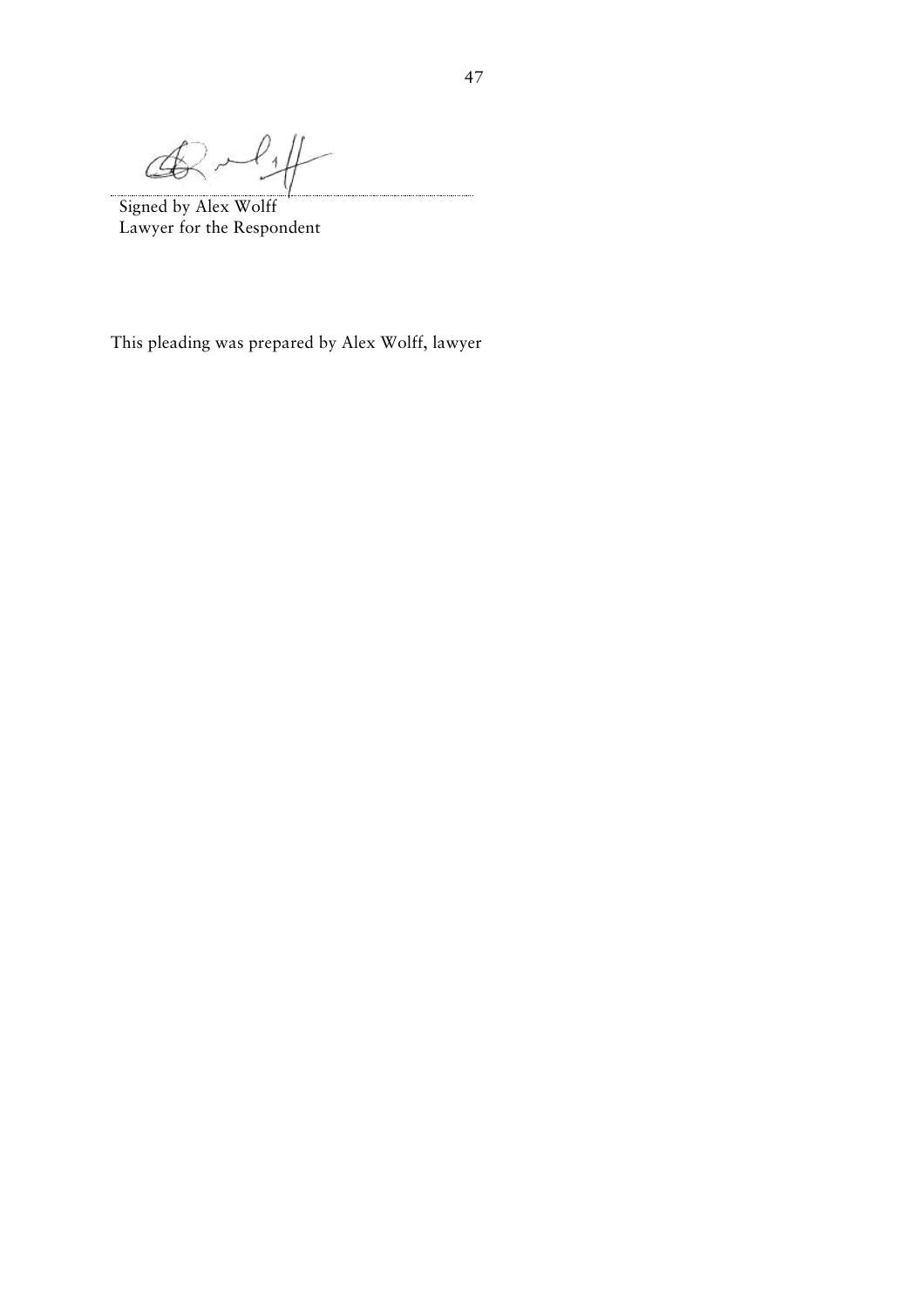Signed by Alex Wolff
Lawyer for the Respondent

This pleading was prepared by Alex Wolff, lawyer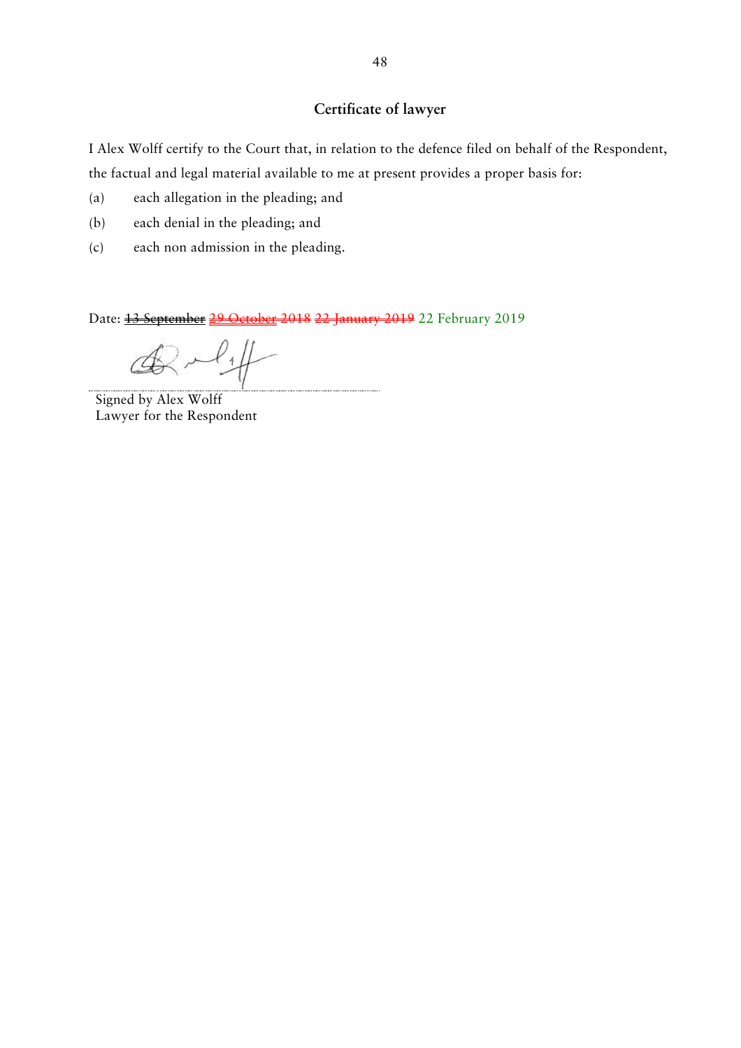## Certificate of lawyer

I Alex Wolff certify to the Court that, in relation to the defence filed on behalf of the Respondent, the factual and legal material available to me at present provides a proper basis for:

(a) each allegation in the pleading; and

(b) each denial in the pleading; and

(c) each non admission in the pleading.

Date: ~~13 September~~ ~~29 October 2018~~ ~~22 January 2019~~ 22 February 2019

Signed by Alex Wolff
Lawyer for the Respondent